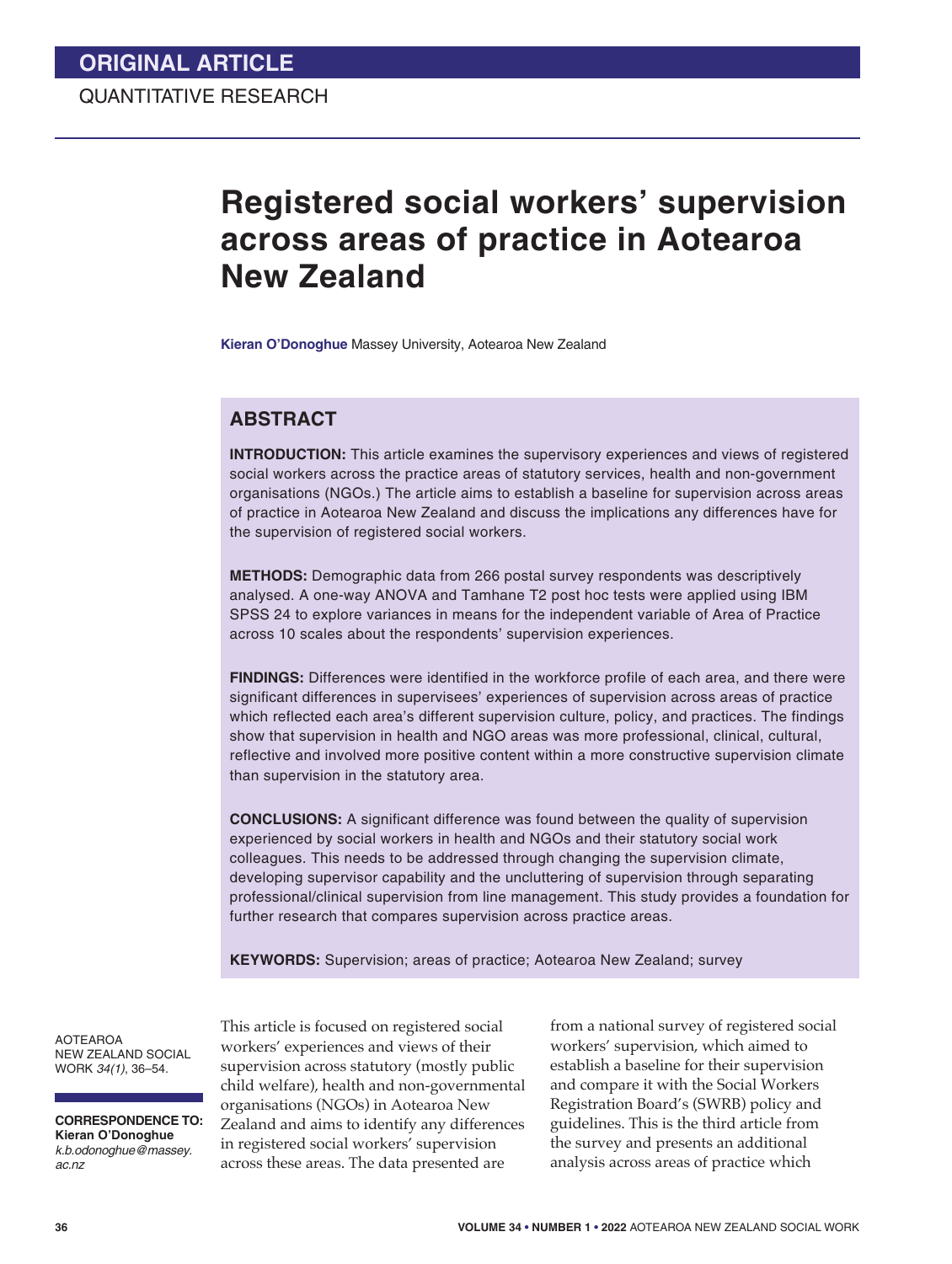ORIGINAL ARTICLE

QUANTITATIVE RESEARCH

# Registered social workers' supervision across areas of practice in Aotearoa New Zealand

**Kieran O'Donoghue** Massey University, Aotearoa New Zealand

## ABSTRACT

**INTRODUCTION:** This article examines the supervisory experiences and views of registered social workers across the practice areas of statutory services, health and non-government organisations (NGOs.) The article aims to establish a baseline for supervision across areas of practice in Aotearoa New Zealand and discuss the implications any differences have for the supervision of registered social workers.

**METHODS:** Demographic data from 266 postal survey respondents was descriptively analysed. A one-way ANOVA and Tamhane T2 post hoc tests were applied using IBM SPSS 24 to explore variances in means for the independent variable of Area of Practice across 10 scales about the respondents' supervision experiences.

**FINDINGS:** Differences were identified in the workforce profile of each area, and there were significant differences in supervisees' experiences of supervision across areas of practice which reflected each area's different supervision culture, policy, and practices. The findings show that supervision in health and NGO areas was more professional, clinical, cultural, reflective and involved more positive content within a more constructive supervision climate than supervision in the statutory area.

**CONCLUSIONS:** A significant difference was found between the quality of supervision experienced by social workers in health and NGOs and their statutory social work colleagues. This needs to be addressed through changing the supervision climate, developing supervisor capability and the uncluttering of supervision through separating professional/clinical supervision from line management. This study provides a foundation for further research that compares supervision across practice areas.

**KEYWORDS:** Supervision; areas of practice; Aotearoa New Zealand; survey

AOTEAROA NEW ZEALAND SOCIAL WORK *34(1)*, 36–54.

**CORRESPONDENCE TO:**
**Kieran O'Donoghue**
*k.b.odonoghue@massey.ac.nz*

This article is focused on registered social workers' experiences and views of their supervision across statutory (mostly public child welfare), health and non-governmental organisations (NGOs) in Aotearoa New Zealand and aims to identify any differences in registered social workers' supervision across these areas. The data presented are from a national survey of registered social workers' supervision, which aimed to establish a baseline for their supervision and compare it with the Social Workers Registration Board's (SWRB) policy and guidelines. This is the third article from the survey and presents an additional analysis across areas of practice which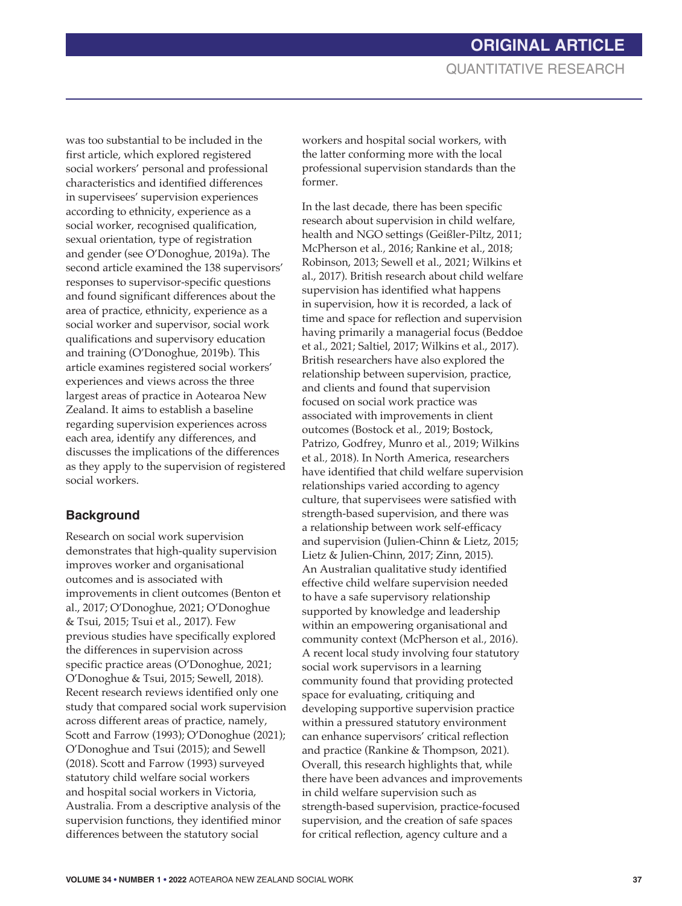was too substantial to be included in the first article, which explored registered social workers' personal and professional characteristics and identified differences in supervisees' supervision experiences according to ethnicity, experience as a social worker, recognised qualification, sexual orientation, type of registration and gender (see O'Donoghue, 2019a). The second article examined the 138 supervisors' responses to supervisor-specific questions and found significant differences about the area of practice, ethnicity, experience as a social worker and supervisor, social work qualifications and supervisory education and training (O'Donoghue, 2019b). This article examines registered social workers' experiences and views across the three largest areas of practice in Aotearoa New Zealand. It aims to establish a baseline regarding supervision experiences across each area, identify any differences, and discusses the implications of the differences as they apply to the supervision of registered social workers.

## Background

Research on social work supervision demonstrates that high-quality supervision improves worker and organisational outcomes and is associated with improvements in client outcomes (Benton et al., 2017; O'Donoghue, 2021; O'Donoghue & Tsui, 2015; Tsui et al., 2017). Few previous studies have specifically explored the differences in supervision across specific practice areas (O'Donoghue, 2021; O'Donoghue & Tsui, 2015; Sewell, 2018). Recent research reviews identified only one study that compared social work supervision across different areas of practice, namely, Scott and Farrow (1993); O'Donoghue (2021); O'Donoghue and Tsui (2015); and Sewell (2018). Scott and Farrow (1993) surveyed statutory child welfare social workers and hospital social workers in Victoria, Australia. From a descriptive analysis of the supervision functions, they identified minor differences between the statutory social workers and hospital social workers, with the latter conforming more with the local professional supervision standards than the former.

In the last decade, there has been specific research about supervision in child welfare, health and NGO settings (Geißler-Piltz, 2011; McPherson et al., 2016; Rankine et al., 2018; Robinson, 2013; Sewell et al., 2021; Wilkins et al., 2017). British research about child welfare supervision has identified what happens in supervision, how it is recorded, a lack of time and space for reflection and supervision having primarily a managerial focus (Beddoe et al., 2021; Saltiel, 2017; Wilkins et al., 2017). British researchers have also explored the relationship between supervision, practice, and clients and found that supervision focused on social work practice was associated with improvements in client outcomes (Bostock et al., 2019; Bostock, Patrizo, Godfrey, Munro et al., 2019; Wilkins et al., 2018). In North America, researchers have identified that child welfare supervision relationships varied according to agency culture, that supervisees were satisfied with strength-based supervision, and there was a relationship between work self-efficacy and supervision (Julien-Chinn & Lietz, 2015; Lietz & Julien-Chinn, 2017; Zinn, 2015). An Australian qualitative study identified effective child welfare supervision needed to have a safe supervisory relationship supported by knowledge and leadership within an empowering organisational and community context (McPherson et al., 2016). A recent local study involving four statutory social work supervisors in a learning community found that providing protected space for evaluating, critiquing and developing supportive supervision practice within a pressured statutory environment can enhance supervisors' critical reflection and practice (Rankine & Thompson, 2021). Overall, this research highlights that, while there have been advances and improvements in child welfare supervision such as strength-based supervision, practice-focused supervision, and the creation of safe spaces for critical reflection, agency culture and a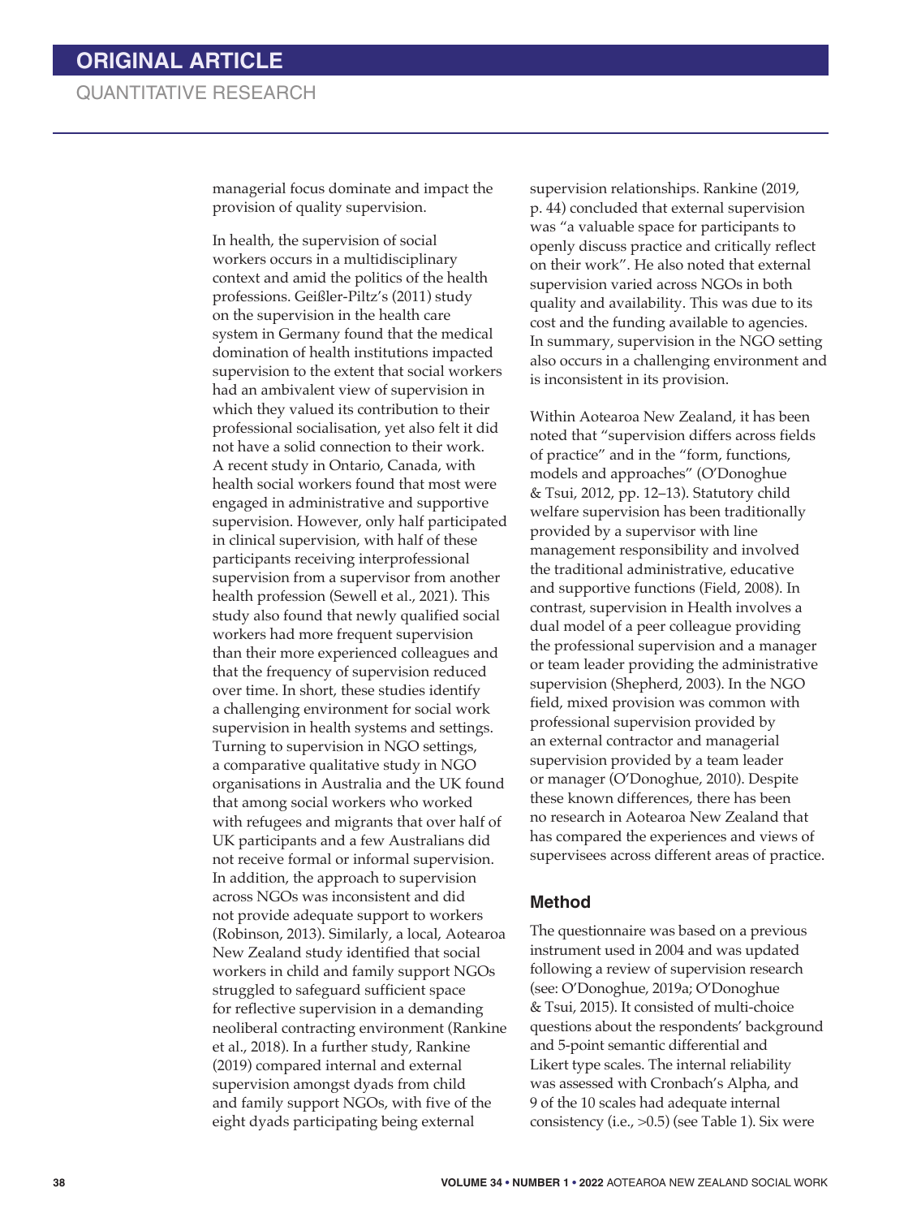managerial focus dominate and impact the provision of quality supervision.

In health, the supervision of social workers occurs in a multidisciplinary context and amid the politics of the health professions. Geißler-Piltz's (2011) study on the supervision in the health care system in Germany found that the medical domination of health institutions impacted supervision to the extent that social workers had an ambivalent view of supervision in which they valued its contribution to their professional socialisation, yet also felt it did not have a solid connection to their work. A recent study in Ontario, Canada, with health social workers found that most were engaged in administrative and supportive supervision. However, only half participated in clinical supervision, with half of these participants receiving interprofessional supervision from a supervisor from another health profession (Sewell et al., 2021). This study also found that newly qualified social workers had more frequent supervision than their more experienced colleagues and that the frequency of supervision reduced over time. In short, these studies identify a challenging environment for social work supervision in health systems and settings. Turning to supervision in NGO settings, a comparative qualitative study in NGO organisations in Australia and the UK found that among social workers who worked with refugees and migrants that over half of UK participants and a few Australians did not receive formal or informal supervision. In addition, the approach to supervision across NGOs was inconsistent and did not provide adequate support to workers (Robinson, 2013). Similarly, a local, Aotearoa New Zealand study identified that social workers in child and family support NGOs struggled to safeguard sufficient space for reflective supervision in a demanding neoliberal contracting environment (Rankine et al., 2018). In a further study, Rankine (2019) compared internal and external supervision amongst dyads from child and family support NGOs, with five of the eight dyads participating being external supervision relationships. Rankine (2019, p. 44) concluded that external supervision was "a valuable space for participants to openly discuss practice and critically reflect on their work". He also noted that external supervision varied across NGOs in both quality and availability. This was due to its cost and the funding available to agencies. In summary, supervision in the NGO setting also occurs in a challenging environment and is inconsistent in its provision.

Within Aotearoa New Zealand, it has been noted that "supervision differs across fields of practice" and in the "form, functions, models and approaches" (O'Donoghue & Tsui, 2012, pp. 12–13). Statutory child welfare supervision has been traditionally provided by a supervisor with line management responsibility and involved the traditional administrative, educative and supportive functions (Field, 2008). In contrast, supervision in Health involves a dual model of a peer colleague providing the professional supervision and a manager or team leader providing the administrative supervision (Shepherd, 2003). In the NGO field, mixed provision was common with professional supervision provided by an external contractor and managerial supervision provided by a team leader or manager (O'Donoghue, 2010). Despite these known differences, there has been no research in Aotearoa New Zealand that has compared the experiences and views of supervisees across different areas of practice.

## Method

The questionnaire was based on a previous instrument used in 2004 and was updated following a review of supervision research (see: O'Donoghue, 2019a; O'Donoghue & Tsui, 2015). It consisted of multi-choice questions about the respondents' background and 5-point semantic differential and Likert type scales. The internal reliability was assessed with Cronbach's Alpha, and 9 of the 10 scales had adequate internal consistency (i.e., >0.5) (see Table 1). Six were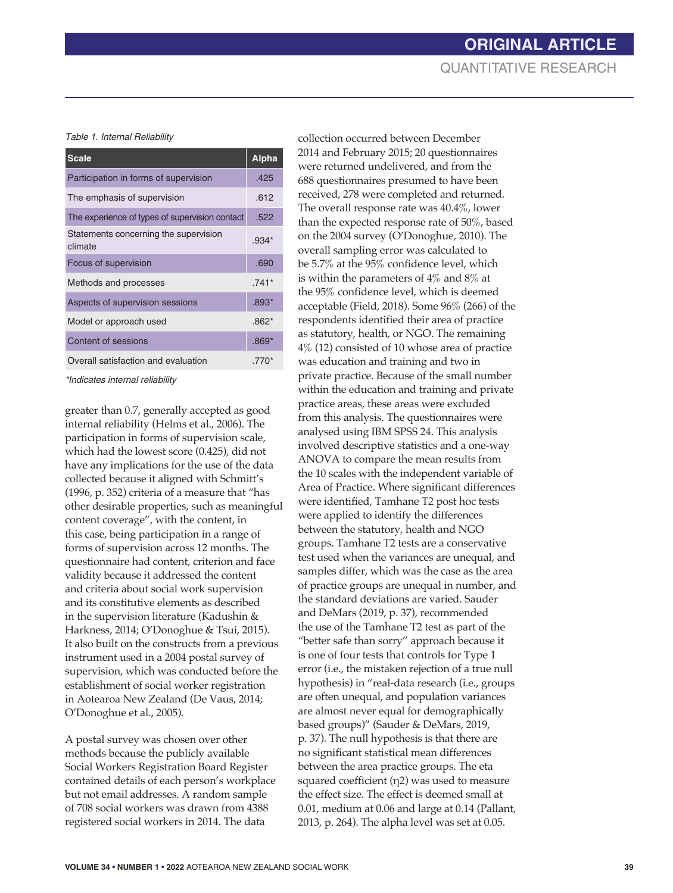*Table 1. Internal Reliability*

| Scale | Alpha |
|---|---|
| Participation in forms of supervision | .425 |
| The emphasis of supervision | .612 |
| The experience of types of supervision contact | .522 |
| Statements concerning the supervision climate | .934* |
| Focus of supervision | .690 |
| Methods and processes | .741* |
| Aspects of supervision sessions | .893* |
| Model or approach used | .862* |
| Content of sessions | .869* |
| Overall satisfaction and evaluation | .770* |

*\*Indicates internal reliability*

greater than 0.7, generally accepted as good internal reliability (Helms et al., 2006). The participation in forms of supervision scale, which had the lowest score (0.425), did not have any implications for the use of the data collected because it aligned with Schmitt's (1996, p. 352) criteria of a measure that "has other desirable properties, such as meaningful content coverage", with the content, in this case, being participation in a range of forms of supervision across 12 months. The questionnaire had content, criterion and face validity because it addressed the content and criteria about social work supervision and its constitutive elements as described in the supervision literature (Kadushin & Harkness, 2014; O'Donoghue & Tsui, 2015). It also built on the constructs from a previous instrument used in a 2004 postal survey of supervision, which was conducted before the establishment of social worker registration in Aotearoa New Zealand (De Vaus, 2014; O'Donoghue et al., 2005).

A postal survey was chosen over other methods because the publicly available Social Workers Registration Board Register contained details of each person's workplace but not email addresses. A random sample of 708 social workers was drawn from 4388 registered social workers in 2014. The data collection occurred between December 2014 and February 2015; 20 questionnaires were returned undelivered, and from the 688 questionnaires presumed to have been received, 278 were completed and returned. The overall response rate was 40.4%, lower than the expected response rate of 50%, based on the 2004 survey (O'Donoghue, 2010). The overall sampling error was calculated to be 5.7% at the 95% confidence level, which is within the parameters of 4% and 8% at the 95% confidence level, which is deemed acceptable (Field, 2018). Some 96% (266) of the respondents identified their area of practice as statutory, health, or NGO. The remaining 4% (12) consisted of 10 whose area of practice was education and training and two in private practice. Because of the small number within the education and training and private practice areas, these areas were excluded from this analysis. The questionnaires were analysed using IBM SPSS 24. This analysis involved descriptive statistics and a one-way ANOVA to compare the mean results from the 10 scales with the independent variable of Area of Practice. Where significant differences were identified, Tamhane T2 post hoc tests were applied to identify the differences between the statutory, health and NGO groups. Tamhane T2 tests are a conservative test used when the variances are unequal, and samples differ, which was the case as the area of practice groups are unequal in number, and the standard deviations are varied. Sauder and DeMars (2019, p. 37), recommended the use of the Tamhane T2 test as part of the "better safe than sorry" approach because it is one of four tests that controls for Type 1 error (i.e., the mistaken rejection of a true null hypothesis) in "real-data research (i.e., groups are often unequal, and population variances are almost never equal for demographically based groups)" (Sauder & DeMars, 2019, p. 37). The null hypothesis is that there are no significant statistical mean differences between the area practice groups. The eta squared coefficient ($\eta 2$) was used to measure the effect size. The effect is deemed small at 0.01, medium at 0.06 and large at 0.14 (Pallant, 2013, p. 264). The alpha level was set at 0.05.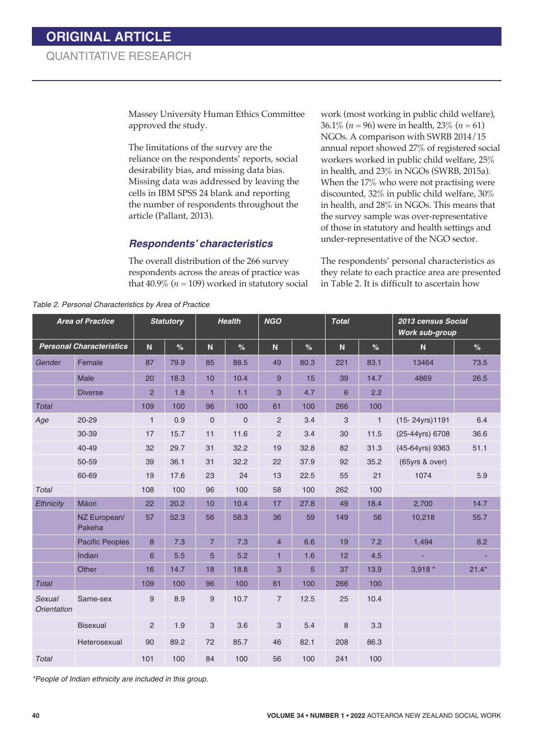Massey University Human Ethics Committee approved the study.

The limitations of the survey are the reliance on the respondents' reports, social desirability bias, and missing data bias. Missing data was addressed by leaving the cells in IBM SPSS 24 blank and reporting the number of respondents throughout the article (Pallant, 2013).

### *Respondents' characteristics*

The overall distribution of the 266 survey respondents across the areas of practice was that 40.9% ($n = 109$) worked in statutory social work (most working in public child welfare), 36.1% ($n = 96$) were in health, 23% ($n = 61$) NGOs. A comparison with SWRB 2014/15 annual report showed 27% of registered social workers worked in public child welfare, 25% in health, and 23% in NGOs (SWRB, 2015a). When the 17% who were not practising were discounted, 32% in public child welfare, 30% in health, and 28% in NGOs. This means that the survey sample was over-representative of those in statutory and health settings and under-representative of the NGO sector.

The respondents' personal characteristics as they relate to each practice area are presented in Table 2. It is difficult to ascertain how

*Table 2. Personal Characteristics by Area of Practice*

| Area of Practice | | Statutory | | Health | | NGO | | Total | | 2013 census Social Work sub-group | |
|---|---|---|---|---|---|---|---|---|---|---|---|
| **Personal Characteristics** | | **N** | **%** | **N** | **%** | **N** | **%** | **N** | **%** | **N** | **%** |
| *Gender* | Female | 87 | 79.9 | 85 | 88.5 | 49 | 80.3 | 221 | 83.1 | 13464 | 73.5 |
| | Male | 20 | 18.3 | 10 | 10.4 | 9 | 15 | 39 | 14.7 | 4869 | 26.5 |
| | Diverse | 2 | 1.8 | 1 | 1.1 | 3 | 4.7 | 6 | 2.2 | | |
| *Total* | | 109 | 100 | 96 | 100 | 61 | 100 | 266 | 100 | | |
| *Age* | 20-29 | 1 | 0.9 | 0 | 0 | 2 | 3.4 | 3 | 1 | (15- 24yrs)1191 | 6.4 |
| | 30-39 | 17 | 15.7 | 11 | 11.6 | 2 | 3.4 | 30 | 11.5 | (25-44yrs) 6708 | 36.6 |
| | 40-49 | 32 | 29.7 | 31 | 32.2 | 19 | 32.8 | 82 | 31.3 | (45-64yrs) 9363 | 51.1 |
| | 50-59 | 39 | 36.1 | 31 | 32.2 | 22 | 37.9 | 92 | 35.2 | (65yrs & over) | |
| | 60-69 | 19 | 17.6 | 23 | 24 | 13 | 22.5 | 55 | 21 | 1074 | 5.9 |
| *Total* | | 108 | 100 | 96 | 100 | 58 | 100 | 262 | 100 | | |
| *Ethnicity* | Māori | 22 | 20.2 | 10 | 10.4 | 17 | 27.8 | 49 | 18.4 | 2,700 | 14.7 |
| | NZ European/ Pakeha | 57 | 52.3 | 56 | 58.3 | 36 | 59 | 149 | 56 | 10,218 | 55.7 |
| | Pacific Peoples | 8 | 7.3 | 7 | 7.3 | 4 | 6.6 | 19 | 7.2 | 1,494 | 8.2 |
| | Indian | 6 | 5.5 | 5 | 5.2 | 1 | 1.6 | 12 | 4.5 | - | - |
| | Other | 16 | 14.7 | 18 | 18.8 | 3 | 5 | 37 | 13.9 | 3,918 * | 21.4* |
| *Total* | | 109 | 100 | 96 | 100 | 61 | 100 | 266 | 100 | | |
| *Sexual Orientation* | Same-sex | 9 | 8.9 | 9 | 10.7 | 7 | 12.5 | 25 | 10.4 | | |
| | Bisexual | 2 | 1.9 | 3 | 3.6 | 3 | 5.4 | 8 | 3.3 | | |
| | Heterosexual | 90 | 89.2 | 72 | 85.7 | 46 | 82.1 | 208 | 86.3 | | |
| *Total* | | 101 | 100 | 84 | 100 | 56 | 100 | 241 | 100 | | |

*\*People of Indian ethnicity are included in this group.*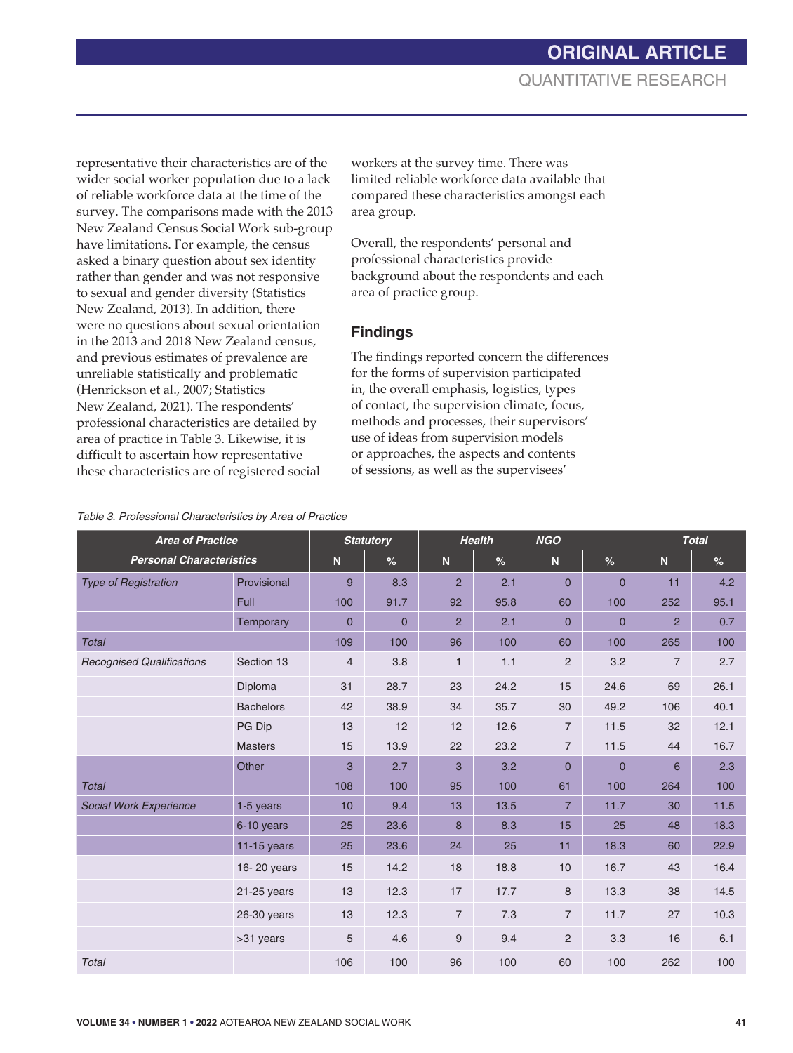representative their characteristics are of the wider social worker population due to a lack of reliable workforce data at the time of the survey. The comparisons made with the 2013 New Zealand Census Social Work sub-group have limitations. For example, the census asked a binary question about sex identity rather than gender and was not responsive to sexual and gender diversity (Statistics New Zealand, 2013). In addition, there were no questions about sexual orientation in the 2013 and 2018 New Zealand census, and previous estimates of prevalence are unreliable statistically and problematic (Henrickson et al., 2007; Statistics New Zealand, 2021). The respondents' professional characteristics are detailed by area of practice in Table 3. Likewise, it is difficult to ascertain how representative these characteristics are of registered social workers at the survey time. There was limited reliable workforce data available that compared these characteristics amongst each area group.

Overall, the respondents' personal and professional characteristics provide background about the respondents and each area of practice group.

## Findings

The findings reported concern the differences for the forms of supervision participated in, the overall emphasis, logistics, types of contact, the supervision climate, focus, methods and processes, their supervisors' use of ideas from supervision models or approaches, the aspects and contents of sessions, as well as the supervisees'

*Table 3. Professional Characteristics by Area of Practice*

| Area of Practice | | Statutory | | Health | | NGO | | Total | |
|---|---|---|---|---|---|---|---|---|---|
| **Personal Characteristics** | | N | % | N | % | N | % | N | % |
| *Type of Registration* | Provisional | 9 | 8.3 | 2 | 2.1 | 0 | 0 | 11 | 4.2 |
| | Full | 100 | 91.7 | 92 | 95.8 | 60 | 100 | 252 | 95.1 |
| | Temporary | 0 | 0 | 2 | 2.1 | 0 | 0 | 2 | 0.7 |
| *Total* | | 109 | 100 | 96 | 100 | 60 | 100 | 265 | 100 |
| *Recognised Qualifications* | Section 13 | 4 | 3.8 | 1 | 1.1 | 2 | 3.2 | 7 | 2.7 |
| | Diploma | 31 | 28.7 | 23 | 24.2 | 15 | 24.6 | 69 | 26.1 |
| | Bachelors | 42 | 38.9 | 34 | 35.7 | 30 | 49.2 | 106 | 40.1 |
| | PG Dip | 13 | 12 | 12 | 12.6 | 7 | 11.5 | 32 | 12.1 |
| | Masters | 15 | 13.9 | 22 | 23.2 | 7 | 11.5 | 44 | 16.7 |
| | Other | 3 | 2.7 | 3 | 3.2 | 0 | 0 | 6 | 2.3 |
| *Total* | | 108 | 100 | 95 | 100 | 61 | 100 | 264 | 100 |
| *Social Work Experience* | 1-5 years | 10 | 9.4 | 13 | 13.5 | 7 | 11.7 | 30 | 11.5 |
| | 6-10 years | 25 | 23.6 | 8 | 8.3 | 15 | 25 | 48 | 18.3 |
| | 11-15 years | 25 | 23.6 | 24 | 25 | 11 | 18.3 | 60 | 22.9 |
| | 16- 20 years | 15 | 14.2 | 18 | 18.8 | 10 | 16.7 | 43 | 16.4 |
| | 21-25 years | 13 | 12.3 | 17 | 17.7 | 8 | 13.3 | 38 | 14.5 |
| | 26-30 years | 13 | 12.3 | 7 | 7.3 | 7 | 11.7 | 27 | 10.3 |
| | >31 years | 5 | 4.6 | 9 | 9.4 | 2 | 3.3 | 16 | 6.1 |
| *Total* | | 106 | 100 | 96 | 100 | 60 | 100 | 262 | 100 |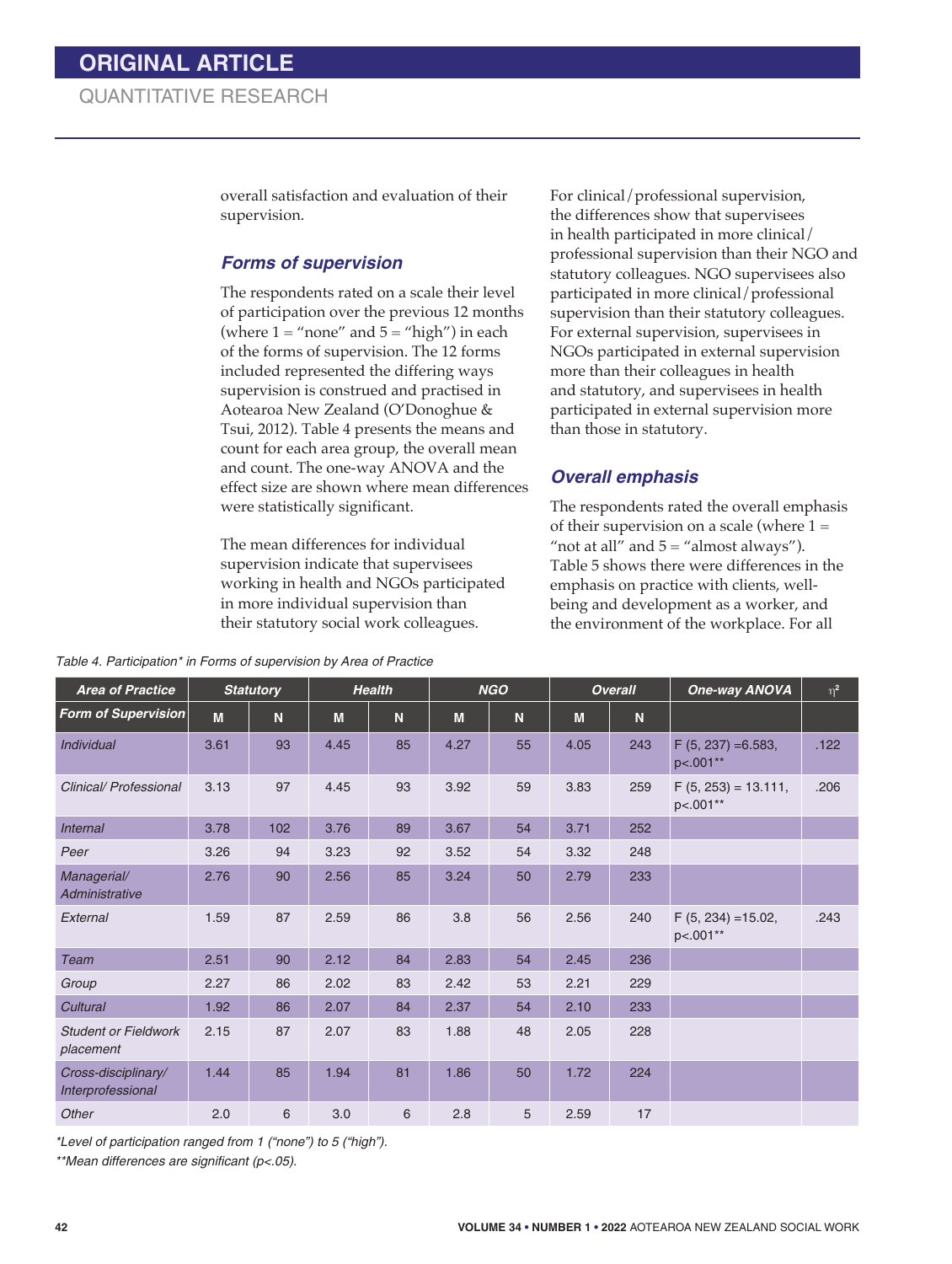overall satisfaction and evaluation of their supervision.

### *Forms of supervision*

The respondents rated on a scale their level of participation over the previous 12 months (where 1 = "none" and 5 = "high") in each of the forms of supervision. The 12 forms included represented the differing ways supervision is construed and practised in Aotearoa New Zealand (O'Donoghue & Tsui, 2012). Table 4 presents the means and count for each area group, the overall mean and count. The one-way ANOVA and the effect size are shown where mean differences were statistically significant.

The mean differences for individual supervision indicate that supervisees working in health and NGOs participated in more individual supervision than their statutory social work colleagues. For clinical/professional supervision, the differences show that supervisees in health participated in more clinical/professional supervision than their NGO and statutory colleagues. NGO supervisees also participated in more clinical/professional supervision than their statutory colleagues. For external supervision, supervisees in NGOs participated in external supervision more than their colleagues in health and statutory, and supervisees in health participated in external supervision more than those in statutory.

### *Overall emphasis*

The respondents rated the overall emphasis of their supervision on a scale (where 1 = "not at all" and 5 = "almost always"). Table 5 shows there were differences in the emphasis on practice with clients, well-being and development as a worker, and the environment of the workplace. For all

*Table 4. Participation\* in Forms of supervision by Area of Practice*

| Area of Practice | Statutory | | Health | | NGO | | Overall | | One-way ANOVA | $\eta^2$ |
|---|---|---|---|---|---|---|---|---|---|---|
| Form of Supervision | M | N | M | N | M | N | M | N | | |
| *Individual* | 3.61 | 93 | 4.45 | 85 | 4.27 | 55 | 4.05 | 243 | $F(5, 237) = 6.583$, $p<.001$** | .122 |
| *Clinical/ Professional* | 3.13 | 97 | 4.45 | 93 | 3.92 | 59 | 3.83 | 259 | $F(5, 253) = 13.111$, $p<.001$** | .206 |
| *Internal* | 3.78 | 102 | 3.76 | 89 | 3.67 | 54 | 3.71 | 252 | | |
| *Peer* | 3.26 | 94 | 3.23 | 92 | 3.52 | 54 | 3.32 | 248 | | |
| *Managerial/ Administrative* | 2.76 | 90 | 2.56 | 85 | 3.24 | 50 | 2.79 | 233 | | |
| *External* | 1.59 | 87 | 2.59 | 86 | 3.8 | 56 | 2.56 | 240 | $F(5, 234) = 15.02$, $p<.001$** | .243 |
| *Team* | 2.51 | 90 | 2.12 | 84 | 2.83 | 54 | 2.45 | 236 | | |
| *Group* | 2.27 | 86 | 2.02 | 83 | 2.42 | 53 | 2.21 | 229 | | |
| *Cultural* | 1.92 | 86 | 2.07 | 84 | 2.37 | 54 | 2.10 | 233 | | |
| *Student or Fieldwork placement* | 2.15 | 87 | 2.07 | 83 | 1.88 | 48 | 2.05 | 228 | | |
| *Cross-disciplinary/ Interprofessional* | 1.44 | 85 | 1.94 | 81 | 1.86 | 50 | 1.72 | 224 | | |
| *Other* | 2.0 | 6 | 3.0 | 6 | 2.8 | 5 | 2.59 | 17 | | |

*\*Level of participation ranged from 1 ("none") to 5 ("high").*

*\*\*Mean differences are significant ($p<.05$).*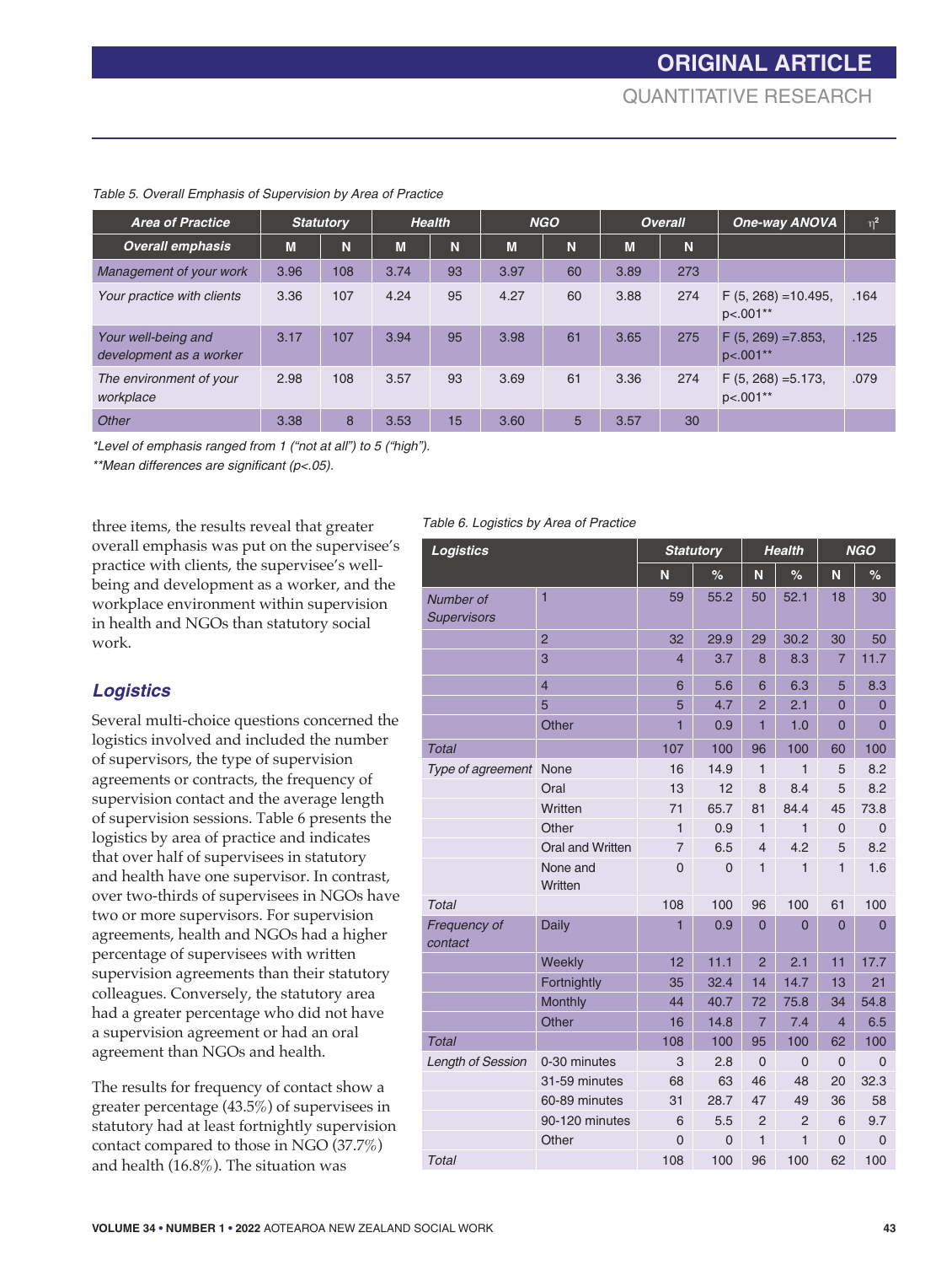Table 5. Overall Emphasis of Supervision by Area of Practice

| Area of Practice | Statutory | | Health | | NGO | | Overall | | One-way ANOVA | $\eta^2$ |
|---|---|---|---|---|---|---|---|---|---|---|
| Overall emphasis | M | N | M | N | M | N | M | N | | |
| Management of your work | 3.96 | 108 | 3.74 | 93 | 3.97 | 60 | 3.89 | 273 | | |
| Your practice with clients | 3.36 | 107 | 4.24 | 95 | 4.27 | 60 | 3.88 | 274 | $F(5, 268) = 10.495$, $p<.001$** | .164 |
| Your well-being and development as a worker | 3.17 | 107 | 3.94 | 95 | 3.98 | 61 | 3.65 | 275 | $F(5, 269) = 7.853$, $p<.001$** | .125 |
| The environment of your workplace | 2.98 | 108 | 3.57 | 93 | 3.69 | 61 | 3.36 | 274 | $F(5, 268) = 5.173$, $p<.001$** | .079 |
| Other | 3.38 | 8 | 3.53 | 15 | 3.60 | 5 | 3.57 | 30 | | |

*Level of emphasis ranged from 1 ("not at all") to 5 ("high").

**Mean differences are significant ($p<.05$).

three items, the results reveal that greater overall emphasis was put on the supervisee's practice with clients, the supervisee's well-being and development as a worker, and the workplace environment within supervision in health and NGOs than statutory social work.

### *Logistics*

Several multi-choice questions concerned the logistics involved and included the number of supervisors, the type of supervision agreements or contracts, the frequency of supervision contact and the average length of supervision sessions. Table 6 presents the logistics by area of practice and indicates that over half of supervisees in statutory and health have one supervisor. In contrast, over two-thirds of supervisees in NGOs have two or more supervisors. For supervision agreements, health and NGOs had a higher percentage of supervisees with written supervision agreements than their statutory colleagues. Conversely, the statutory area had a greater percentage who did not have a supervision agreement or had an oral agreement than NGOs and health.

The results for frequency of contact show a greater percentage (43.5%) of supervisees in statutory had at least fortnightly supervision contact compared to those in NGO (37.7%) and health (16.8%). The situation was

Table 6. Logistics by Area of Practice

| Logistics | | Statutory | | Health | | NGO | |
|---|---|---|---|---|---|---|---|
| | | N | % | N | % | N | % |
| Number of Supervisors | 1 | 59 | 55.2 | 50 | 52.1 | 18 | 30 |
| | 2 | 32 | 29.9 | 29 | 30.2 | 30 | 50 |
| | 3 | 4 | 3.7 | 8 | 8.3 | 7 | 11.7 |
| | 4 | 6 | 5.6 | 6 | 6.3 | 5 | 8.3 |
| | 5 | 5 | 4.7 | 2 | 2.1 | 0 | 0 |
| | Other | 1 | 0.9 | 1 | 1.0 | 0 | 0 |
| Total | | 107 | 100 | 96 | 100 | 60 | 100 |
| Type of agreement | None | 16 | 14.9 | 1 | 1 | 5 | 8.2 |
| | Oral | 13 | 12 | 8 | 8.4 | 5 | 8.2 |
| | Written | 71 | 65.7 | 81 | 84.4 | 45 | 73.8 |
| | Other | 1 | 0.9 | 1 | 1 | 0 | 0 |
| | Oral and Written | 7 | 6.5 | 4 | 4.2 | 5 | 8.2 |
| | None and Written | 0 | 0 | 1 | 1 | 1 | 1.6 |
| Total | | 108 | 100 | 96 | 100 | 61 | 100 |
| Frequency of contact | Daily | 1 | 0.9 | 0 | 0 | 0 | 0 |
| | Weekly | 12 | 11.1 | 2 | 2.1 | 11 | 17.7 |
| | Fortnightly | 35 | 32.4 | 14 | 14.7 | 13 | 21 |
| | Monthly | 44 | 40.7 | 72 | 75.8 | 34 | 54.8 |
| | Other | 16 | 14.8 | 7 | 7.4 | 4 | 6.5 |
| Total | | 108 | 100 | 95 | 100 | 62 | 100 |
| Length of Session | 0-30 minutes | 3 | 2.8 | 0 | 0 | 0 | 0 |
| | 31-59 minutes | 68 | 63 | 46 | 48 | 20 | 32.3 |
| | 60-89 minutes | 31 | 28.7 | 47 | 49 | 36 | 58 |
| | 90-120 minutes | 6 | 5.5 | 2 | 2 | 6 | 9.7 |
| | Other | 0 | 0 | 1 | 1 | 0 | 0 |
| Total | | 108 | 100 | 96 | 100 | 62 | 100 |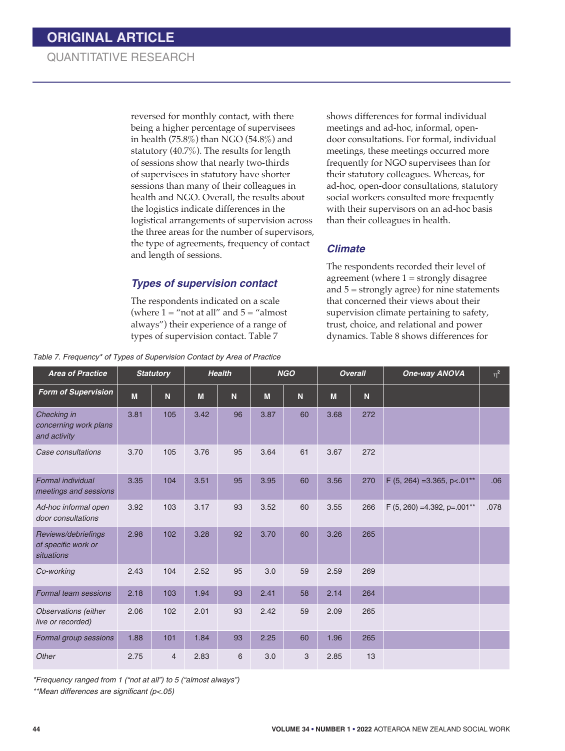reversed for monthly contact, with there being a higher percentage of supervisees in health (75.8%) than NGO (54.8%) and statutory (40.7%). The results for length of sessions show that nearly two-thirds of supervisees in statutory have shorter sessions than many of their colleagues in health and NGO. Overall, the results about the logistics indicate differences in the logistical arrangements of supervision across the three areas for the number of supervisors, the type of agreements, frequency of contact and length of sessions.

### *Types of supervision contact*

The respondents indicated on a scale (where 1 = "not at all" and 5 = "almost always") their experience of a range of types of supervision contact. Table 7 shows differences for formal individual meetings and ad-hoc, informal, open-door consultations. For formal, individual meetings, these meetings occurred more frequently for NGO supervisees than for their statutory colleagues. Whereas, for ad-hoc, open-door consultations, statutory social workers consulted more frequently with their supervisors on an ad-hoc basis than their colleagues in health.

### *Climate*

The respondents recorded their level of agreement (where 1 = strongly disagree and 5 = strongly agree) for nine statements that concerned their views about their supervision climate pertaining to safety, trust, choice, and relational and power dynamics. Table 8 shows differences for

*Table 7. Frequency* of Types of Supervision Contact by Area of Practice*

| Area of Practice | Statutory | | Health | | NGO | | Overall | | One-way ANOVA | $\eta^2$ |
|---|---|---|---|---|---|---|---|---|---|---|
| Form of Supervision | M | N | M | N | M | N | M | N | | |
| Checking in concerning work plans and activity | 3.81 | 105 | 3.42 | 96 | 3.87 | 60 | 3.68 | 272 | | |
| Case consultations | 3.70 | 105 | 3.76 | 95 | 3.64 | 61 | 3.67 | 272 | | |
| Formal individual meetings and sessions | 3.35 | 104 | 3.51 | 95 | 3.95 | 60 | 3.56 | 270 | $F(5, 264) = 3.365, p<.01$** | .06 |
| Ad-hoc informal open door consultations | 3.92 | 103 | 3.17 | 93 | 3.52 | 60 | 3.55 | 266 | $F(5, 260) = 4.392, p=.001$** | .078 |
| Reviews/debriefings of specific work or situations | 2.98 | 102 | 3.28 | 92 | 3.70 | 60 | 3.26 | 265 | | |
| Co-working | 2.43 | 104 | 2.52 | 95 | 3.0 | 59 | 2.59 | 269 | | |
| Formal team sessions | 2.18 | 103 | 1.94 | 93 | 2.41 | 58 | 2.14 | 264 | | |
| Observations (either live or recorded) | 2.06 | 102 | 2.01 | 93 | 2.42 | 59 | 2.09 | 265 | | |
| Formal group sessions | 1.88 | 101 | 1.84 | 93 | 2.25 | 60 | 1.96 | 265 | | |
| Other | 2.75 | 4 | 2.83 | 6 | 3.0 | 3 | 2.85 | 13 | | |

*Frequency ranged from 1 ("not at all") to 5 ("almost always")

**Mean differences are significant (p<.05)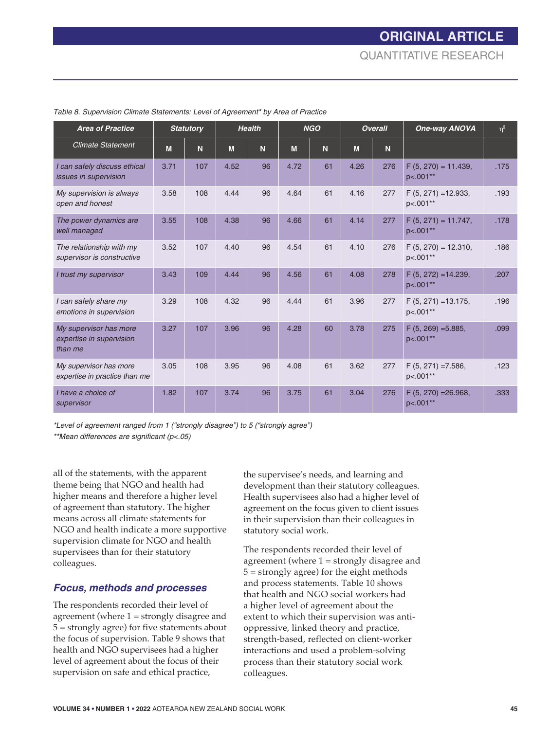*Table 8. Supervision Climate Statements: Level of Agreement* by Area of Practice*

| Area of Practice | Statutory | | Health | | NGO | | Overall | | One-way ANOVA | $\eta^2$ |
|---|---|---|---|---|---|---|---|---|---|---|
| *Climate Statement* | M | N | M | N | M | N | M | N | | |
| *I can safely discuss ethical issues in supervision* | 3.71 | 107 | 4.52 | 96 | 4.72 | 61 | 4.26 | 276 | $F(5, 270) = 11.439$, $p<.001$** | .175 |
| *My supervision is always open and honest* | 3.58 | 108 | 4.44 | 96 | 4.64 | 61 | 4.16 | 277 | $F(5, 271) = 12.933$, $p<.001$** | .193 |
| *The power dynamics are well managed* | 3.55 | 108 | 4.38 | 96 | 4.66 | 61 | 4.14 | 277 | $F(5, 271) = 11.747$, $p<.001$** | .178 |
| *The relationship with my supervisor is constructive* | 3.52 | 107 | 4.40 | 96 | 4.54 | 61 | 4.10 | 276 | $F(5, 270) = 12.310$, $p<.001$** | .186 |
| *I trust my supervisor* | 3.43 | 109 | 4.44 | 96 | 4.56 | 61 | 4.08 | 278 | $F(5, 272) = 14.239$, $p<.001$** | .207 |
| *I can safely share my emotions in supervision* | 3.29 | 108 | 4.32 | 96 | 4.44 | 61 | 3.96 | 277 | $F(5, 271) = 13.175$, $p<.001$** | .196 |
| *My supervisor has more expertise in supervision than me* | 3.27 | 107 | 3.96 | 96 | 4.28 | 60 | 3.78 | 275 | $F(5, 269) = 5.885$, $p<.001$** | .099 |
| *My supervisor has more expertise in practice than me* | 3.05 | 108 | 3.95 | 96 | 4.08 | 61 | 3.62 | 277 | $F(5, 271) = 7.586$, $p<.001$** | .123 |
| *I have a choice of supervisor* | 1.82 | 107 | 3.74 | 96 | 3.75 | 61 | 3.04 | 276 | $F(5, 270) = 26.968$, $p<.001$** | .333 |

*\*Level of agreement ranged from 1 ("strongly disagree") to 5 ("strongly agree")*

*\*\*Mean differences are significant ($p<.05$)*

all of the statements, with the apparent theme being that NGO and health had higher means and therefore a higher level of agreement than statutory. The higher means across all climate statements for NGO and health indicate a more supportive supervision climate for NGO and health supervisees than for their statutory colleagues.

### *Focus, methods and processes*

The respondents recorded their level of agreement (where 1 = strongly disagree and 5 = strongly agree) for five statements about the focus of supervision. Table 9 shows that health and NGO supervisees had a higher level of agreement about the focus of their supervision on safe and ethical practice, the supervisee's needs, and learning and development than their statutory colleagues. Health supervisees also had a higher level of agreement on the focus given to client issues in their supervision than their colleagues in statutory social work.

The respondents recorded their level of agreement (where 1 = strongly disagree and 5 = strongly agree) for the eight methods and process statements. Table 10 shows that health and NGO social workers had a higher level of agreement about the extent to which their supervision was anti-oppressive, linked theory and practice, strength-based, reflected on client-worker interactions and used a problem-solving process than their statutory social work colleagues.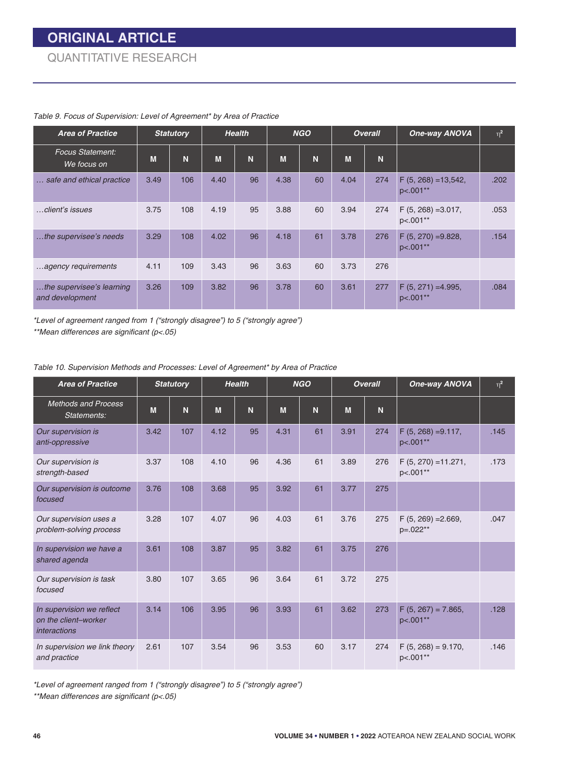Table 9. Focus of Supervision: Level of Agreement* by Area of Practice

| Area of Practice | Statutory | | Health | | NGO | | Overall | | One-way ANOVA | $\eta^2$ |
|---|---|---|---|---|---|---|---|---|---|---|
| Focus Statement: We focus on | M | N | M | N | M | N | M | N | | |
| … safe and ethical practice | 3.49 | 106 | 4.40 | 96 | 4.38 | 60 | 4.04 | 274 | F (5, 268) =13,542, p<.001** | .202 |
| …client's issues | 3.75 | 108 | 4.19 | 95 | 3.88 | 60 | 3.94 | 274 | F (5, 268) =3.017, p<.001** | .053 |
| …the supervisee's needs | 3.29 | 108 | 4.02 | 96 | 4.18 | 61 | 3.78 | 276 | F (5, 270) =9.828, p<.001** | .154 |
| …agency requirements | 4.11 | 109 | 3.43 | 96 | 3.63 | 60 | 3.73 | 276 | | |
| …the supervisee's learning and development | 3.26 | 109 | 3.82 | 96 | 3.78 | 60 | 3.61 | 277 | F (5, 271) =4.995, p<.001** | .084 |

*Level of agreement ranged from 1 ("strongly disagree") to 5 ("strongly agree")
**Mean differences are significant (p<.05)

Table 10. Supervision Methods and Processes: Level of Agreement* by Area of Practice

| Area of Practice | Statutory | | Health | | NGO | | Overall | | One-way ANOVA | $\eta^2$ |
|---|---|---|---|---|---|---|---|---|---|---|
| Methods and Process Statements: | M | N | M | N | M | N | M | N | | |
| Our supervision is anti-oppressive | 3.42 | 107 | 4.12 | 95 | 4.31 | 61 | 3.91 | 274 | F (5, 268) =9.117, p<.001** | .145 |
| Our supervision is strength-based | 3.37 | 108 | 4.10 | 96 | 4.36 | 61 | 3.89 | 276 | F (5, 270) =11.271, p<.001** | .173 |
| Our supervision is outcome focused | 3.76 | 108 | 3.68 | 95 | 3.92 | 61 | 3.77 | 275 | | |
| Our supervision uses a problem-solving process | 3.28 | 107 | 4.07 | 96 | 4.03 | 61 | 3.76 | 275 | F (5, 269) =2.669, p=.022** | .047 |
| In supervision we have a shared agenda | 3.61 | 108 | 3.87 | 95 | 3.82 | 61 | 3.75 | 276 | | |
| Our supervision is task focused | 3.80 | 107 | 3.65 | 96 | 3.64 | 61 | 3.72 | 275 | | |
| In supervision we reflect on the client–worker interactions | 3.14 | 106 | 3.95 | 96 | 3.93 | 61 | 3.62 | 273 | F (5, 267) = 7.865, p<.001** | .128 |
| In supervision we link theory and practice | 2.61 | 107 | 3.54 | 96 | 3.53 | 60 | 3.17 | 274 | F (5, 268) = 9.170, p<.001** | .146 |

*Level of agreement ranged from 1 ("strongly disagree") to 5 ("strongly agree")
**Mean differences are significant (p<.05)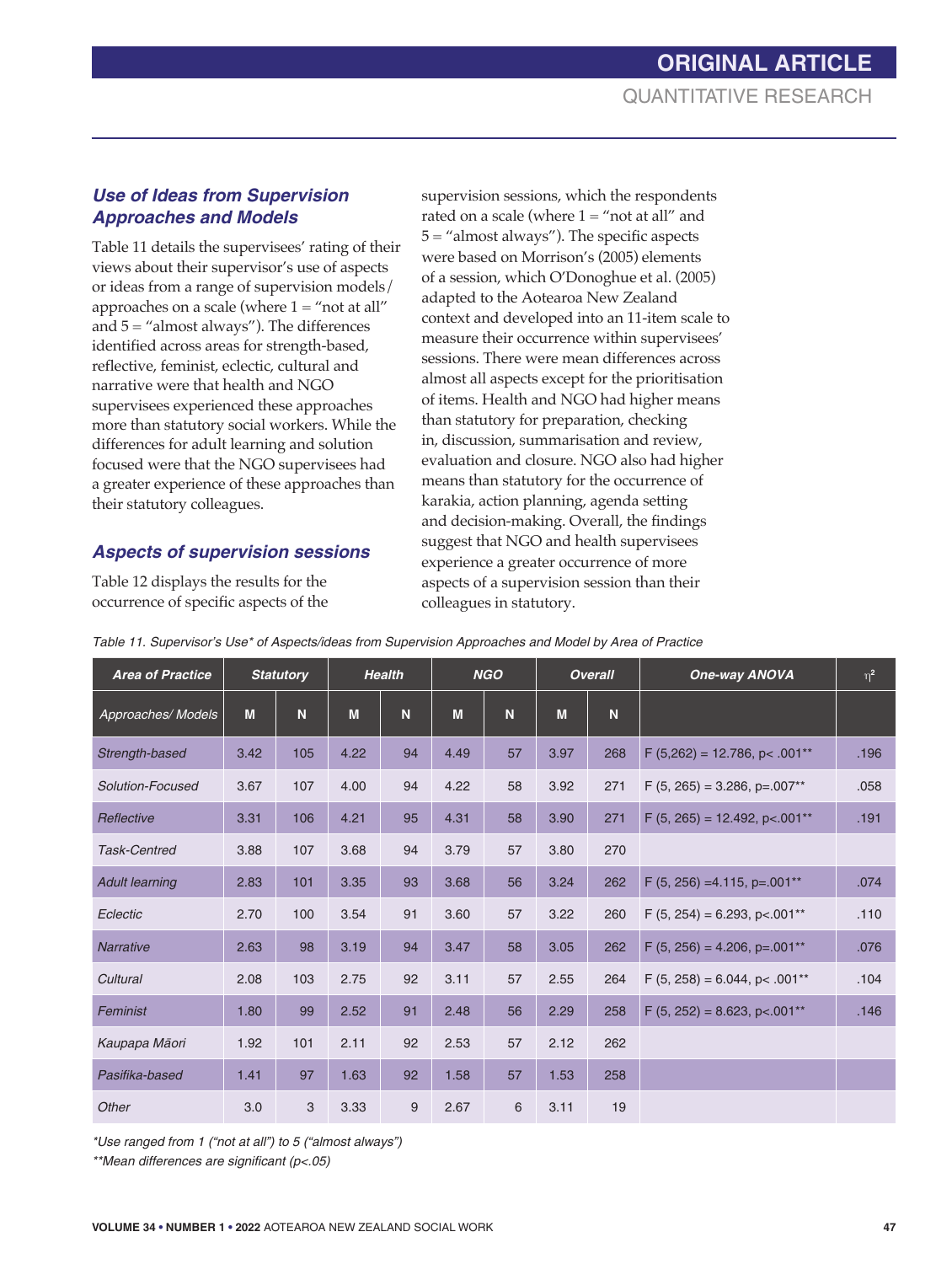### *Use of Ideas from Supervision Approaches and Models*

Table 11 details the supervisees' rating of their views about their supervisor's use of aspects or ideas from a range of supervision models/approaches on a scale (where 1 = "not at all" and 5 = "almost always"). The differences identified across areas for strength-based, reflective, feminist, eclectic, cultural and narrative were that health and NGO supervisees experienced these approaches more than statutory social workers. While the differences for adult learning and solution focused were that the NGO supervisees had a greater experience of these approaches than their statutory colleagues.

### *Aspects of supervision sessions*

Table 12 displays the results for the occurrence of specific aspects of the supervision sessions, which the respondents rated on a scale (where 1 = "not at all" and 5 = "almost always"). The specific aspects were based on Morrison's (2005) elements of a session, which O'Donoghue et al. (2005) adapted to the Aotearoa New Zealand context and developed into an 11-item scale to measure their occurrence within supervisees' sessions. There were mean differences across almost all aspects except for the prioritisation of items. Health and NGO had higher means than statutory for preparation, checking in, discussion, summarisation and review, evaluation and closure. NGO also had higher means than statutory for the occurrence of karakia, action planning, agenda setting and decision-making. Overall, the findings suggest that NGO and health supervisees experience a greater occurrence of more aspects of a supervision session than their colleagues in statutory.

*Table 11. Supervisor's Use* of Aspects/ideas from Supervision Approaches and Model by Area of Practice*

| Area of Practice | Statutory | | Health | | NGO | | Overall | | One-way ANOVA | $\eta^2$ |
|---|---|---|---|---|---|---|---|---|---|---|
| Approaches/ Models | M | N | M | N | M | N | M | N | | |
| Strength-based | 3.42 | 105 | 4.22 | 94 | 4.49 | 57 | 3.97 | 268 | $F(5,262) = 12.786, p < .001$** | .196 |
| Solution-Focused | 3.67 | 107 | 4.00 | 94 | 4.22 | 58 | 3.92 | 271 | $F(5, 265) = 3.286, p=.007$** | .058 |
| Reflective | 3.31 | 106 | 4.21 | 95 | 4.31 | 58 | 3.90 | 271 | $F(5, 265) = 12.492, p<.001$** | .191 |
| Task-Centred | 3.88 | 107 | 3.68 | 94 | 3.79 | 57 | 3.80 | 270 | | |
| Adult learning | 2.83 | 101 | 3.35 | 93 | 3.68 | 56 | 3.24 | 262 | $F(5, 256) = 4.115, p=.001$** | .074 |
| Eclectic | 2.70 | 100 | 3.54 | 91 | 3.60 | 57 | 3.22 | 260 | $F(5, 254) = 6.293, p<.001$** | .110 |
| Narrative | 2.63 | 98 | 3.19 | 94 | 3.47 | 58 | 3.05 | 262 | $F(5, 256) = 4.206, p=.001$** | .076 |
| Cultural | 2.08 | 103 | 2.75 | 92 | 3.11 | 57 | 2.55 | 264 | $F(5, 258) = 6.044, p< .001$** | .104 |
| Feminist | 1.80 | 99 | 2.52 | 91 | 2.48 | 56 | 2.29 | 258 | $F(5, 252) = 8.623, p<.001$** | .146 |
| Kaupapa Māori | 1.92 | 101 | 2.11 | 92 | 2.53 | 57 | 2.12 | 262 | | |
| Pasifika-based | 1.41 | 97 | 1.63 | 92 | 1.58 | 57 | 1.53 | 258 | | |
| Other | 3.0 | 3 | 3.33 | 9 | 2.67 | 6 | 3.11 | 19 | | |

*\*Use ranged from 1 ("not at all") to 5 ("almost always")*

*\*\*Mean differences are significant (p<.05)*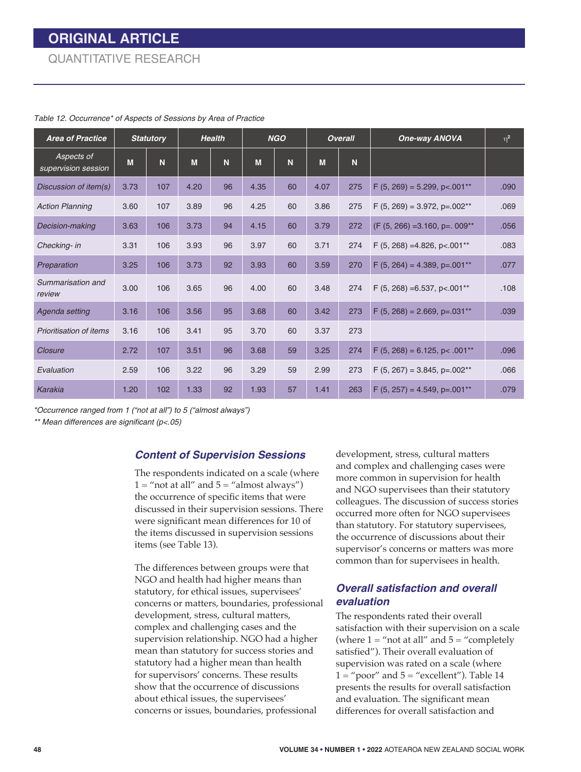*Table 12. Occurrence* of Aspects of Sessions by Area of Practice*

| Area of Practice | Statutory | | Health | | NGO | | Overall | | One-way ANOVA | $\eta^2$ |
|---|---|---|---|---|---|---|---|---|---|---|
| Aspects of supervision session | M | N | M | N | M | N | M | N | | |
| Discussion of item(s) | 3.73 | 107 | 4.20 | 96 | 4.35 | 60 | 4.07 | 275 | F (5, 269) = 5.299, p<.001** | .090 |
| Action Planning | 3.60 | 107 | 3.89 | 96 | 4.25 | 60 | 3.86 | 275 | F (5, 269) = 3.972, p=.002** | .069 |
| Decision-making | 3.63 | 106 | 3.73 | 94 | 4.15 | 60 | 3.79 | 272 | (F (5, 266) =3.160, p=. 009** | .056 |
| Checking- in | 3.31 | 106 | 3.93 | 96 | 3.97 | 60 | 3.71 | 274 | F (5, 268) =4.826, p<.001** | .083 |
| Preparation | 3.25 | 106 | 3.73 | 92 | 3.93 | 60 | 3.59 | 270 | F (5, 264) = 4.389, p=.001** | .077 |
| Summarisation and review | 3.00 | 106 | 3.65 | 96 | 4.00 | 60 | 3.48 | 274 | F (5, 268) =6.537, p<.001** | .108 |
| Agenda setting | 3.16 | 106 | 3.56 | 95 | 3.68 | 60 | 3.42 | 273 | F (5, 268) = 2.669, p=.031** | .039 |
| Prioritisation of items | 3.16 | 106 | 3.41 | 95 | 3.70 | 60 | 3.37 | 273 | | |
| Closure | 2.72 | 107 | 3.51 | 96 | 3.68 | 59 | 3.25 | 274 | F (5, 268) = 6.125, p< .001** | .096 |
| Evaluation | 2.59 | 106 | 3.22 | 96 | 3.29 | 59 | 2.99 | 273 | F (5, 267) = 3.845, p=.002** | .066 |
| Karakia | 1.20 | 102 | 1.33 | 92 | 1.93 | 57 | 1.41 | 263 | F (5, 257) = 4.549, p=.001** | .079 |

*Occurrence ranged from 1 ("not at all") to 5 ("almost always")

** Mean differences are significant (p<.05)

### Content of Supervision Sessions

The respondents indicated on a scale (where 1 = "not at all" and 5 = "almost always") the occurrence of specific items that were discussed in their supervision sessions. There were significant mean differences for 10 of the items discussed in supervision sessions items (see Table 13).

The differences between groups were that NGO and health had higher means than statutory, for ethical issues, supervisees' concerns or matters, boundaries, professional development, stress, cultural matters, complex and challenging cases and the supervision relationship. NGO had a higher mean than statutory for success stories and statutory had a higher mean than health for supervisors' concerns. These results show that the occurrence of discussions about ethical issues, the supervisees' concerns or issues, boundaries, professional development, stress, cultural matters and complex and challenging cases were more common in supervision for health and NGO supervisees than their statutory colleagues. The discussion of success stories occurred more often for NGO supervisees than statutory. For statutory supervisees, the occurrence of discussions about their supervisor's concerns or matters was more common than for supervisees in health.

### Overall satisfaction and overall evaluation

The respondents rated their overall satisfaction with their supervision on a scale (where 1 = "not at all" and 5 = "completely satisfied"). Their overall evaluation of supervision was rated on a scale (where 1 = "poor" and 5 = "excellent"). Table 14 presents the results for overall satisfaction and evaluation. The significant mean differences for overall satisfaction and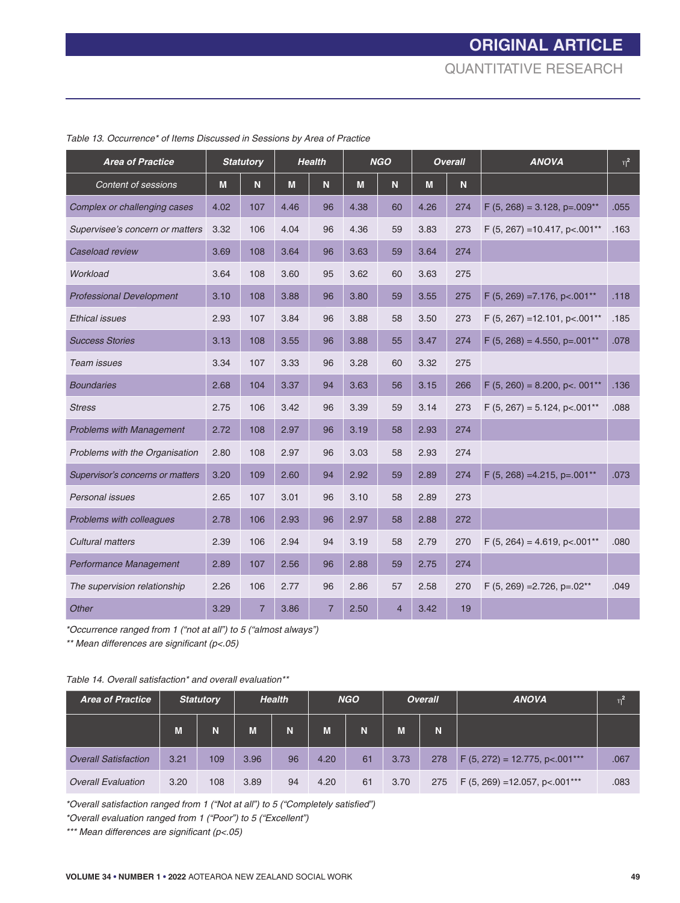Table 13. Occurrence* of Items Discussed in Sessions by Area of Practice

| Area of Practice | Statutory | | Health | | NGO | | Overall | | ANOVA | $\eta^2$ |
|---|---|---|---|---|---|---|---|---|---|---|
| Content of sessions | M | N | M | N | M | N | M | N | | |
| Complex or challenging cases | 4.02 | 107 | 4.46 | 96 | 4.38 | 60 | 4.26 | 274 | F (5, 268) = 3.128, p=.009** | .055 |
| Supervisee's concern or matters | 3.32 | 106 | 4.04 | 96 | 4.36 | 59 | 3.83 | 273 | F (5, 267) =10.417, p<.001** | .163 |
| Caseload review | 3.69 | 108 | 3.64 | 96 | 3.63 | 59 | 3.64 | 274 | | |
| Workload | 3.64 | 108 | 3.60 | 95 | 3.62 | 60 | 3.63 | 275 | | |
| Professional Development | 3.10 | 108 | 3.88 | 96 | 3.80 | 59 | 3.55 | 275 | F (5, 269) =7.176, p<.001** | .118 |
| Ethical issues | 2.93 | 107 | 3.84 | 96 | 3.88 | 58 | 3.50 | 273 | F (5, 267) =12.101, p<.001** | .185 |
| Success Stories | 3.13 | 108 | 3.55 | 96 | 3.88 | 55 | 3.47 | 274 | F (5, 268) = 4.550, p=.001** | .078 |
| Team issues | 3.34 | 107 | 3.33 | 96 | 3.28 | 60 | 3.32 | 275 | | |
| Boundaries | 2.68 | 104 | 3.37 | 94 | 3.63 | 56 | 3.15 | 266 | F (5, 260) = 8.200, p<. 001** | .136 |
| Stress | 2.75 | 106 | 3.42 | 96 | 3.39 | 59 | 3.14 | 273 | F (5, 267) = 5.124, p<.001** | .088 |
| Problems with Management | 2.72 | 108 | 2.97 | 96 | 3.19 | 58 | 2.93 | 274 | | |
| Problems with the Organisation | 2.80 | 108 | 2.97 | 96 | 3.03 | 58 | 2.93 | 274 | | |
| Supervisor's concerns or matters | 3.20 | 109 | 2.60 | 94 | 2.92 | 59 | 2.89 | 274 | F (5, 268) =4.215, p=.001** | .073 |
| Personal issues | 2.65 | 107 | 3.01 | 96 | 3.10 | 58 | 2.89 | 273 | | |
| Problems with colleagues | 2.78 | 106 | 2.93 | 96 | 2.97 | 58 | 2.88 | 272 | | |
| Cultural matters | 2.39 | 106 | 2.94 | 94 | 3.19 | 58 | 2.79 | 270 | F (5, 264) = 4.619, p<.001** | .080 |
| Performance Management | 2.89 | 107 | 2.56 | 96 | 2.88 | 59 | 2.75 | 274 | | |
| The supervision relationship | 2.26 | 106 | 2.77 | 96 | 2.86 | 57 | 2.58 | 270 | F (5, 269) =2.726, p=.02** | .049 |
| Other | 3.29 | 7 | 3.86 | 7 | 2.50 | 4 | 3.42 | 19 | | |

*Occurrence ranged from 1 ("not at all") to 5 ("almost always")

** Mean differences are significant (p<.05)

Table 14. Overall satisfaction* and overall evaluation**

| Area of Practice | Statutory | | Health | | NGO | | Overall | | ANOVA | $\eta^2$ |
|---|---|---|---|---|---|---|---|---|---|---|
| | M | N | M | N | M | N | M | N | | |
| Overall Satisfaction | 3.21 | 109 | 3.96 | 96 | 4.20 | 61 | 3.73 | 278 | F (5, 272) = 12.775, p<.001*** | .067 |
| Overall Evaluation | 3.20 | 108 | 3.89 | 94 | 4.20 | 61 | 3.70 | 275 | F (5, 269) =12.057, p<.001*** | .083 |

*Overall satisfaction ranged from 1 ("Not at all") to 5 ("Completely satisfied")

*Overall evaluation ranged from 1 ("Poor") to 5 ("Excellent")

*** Mean differences are significant (p<.05)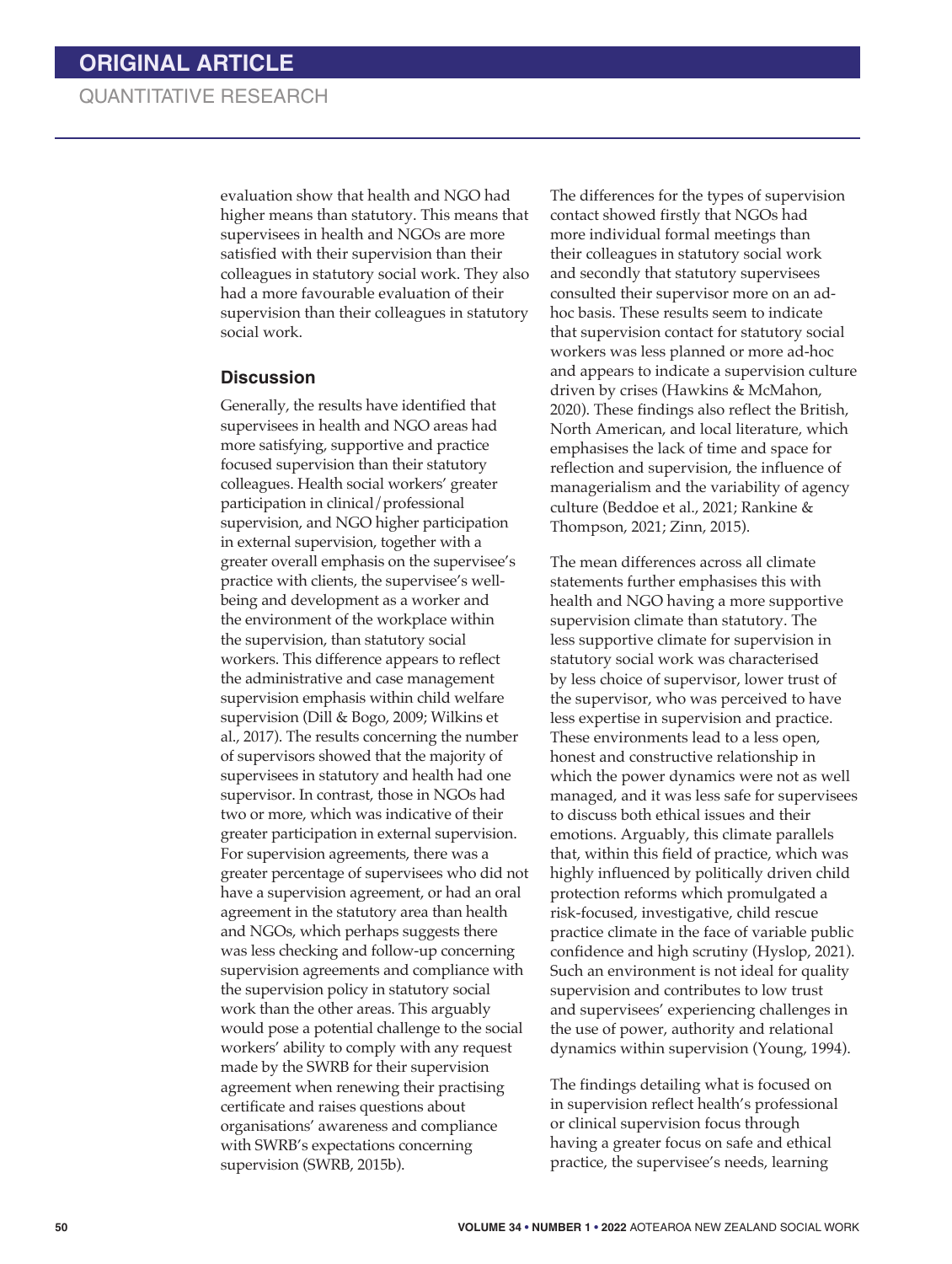evaluation show that health and NGO had higher means than statutory. This means that supervisees in health and NGOs are more satisfied with their supervision than their colleagues in statutory social work. They also had a more favourable evaluation of their supervision than their colleagues in statutory social work.

## Discussion

Generally, the results have identified that supervisees in health and NGO areas had more satisfying, supportive and practice focused supervision than their statutory colleagues. Health social workers' greater participation in clinical/professional supervision, and NGO higher participation in external supervision, together with a greater overall emphasis on the supervisee's practice with clients, the supervisee's well-being and development as a worker and the environment of the workplace within the supervision, than statutory social workers. This difference appears to reflect the administrative and case management supervision emphasis within child welfare supervision (Dill & Bogo, 2009; Wilkins et al., 2017). The results concerning the number of supervisors showed that the majority of supervisees in statutory and health had one supervisor. In contrast, those in NGOs had two or more, which was indicative of their greater participation in external supervision. For supervision agreements, there was a greater percentage of supervisees who did not have a supervision agreement, or had an oral agreement in the statutory area than health and NGOs, which perhaps suggests there was less checking and follow-up concerning supervision agreements and compliance with the supervision policy in statutory social work than the other areas. This arguably would pose a potential challenge to the social workers' ability to comply with any request made by the SWRB for their supervision agreement when renewing their practising certificate and raises questions about organisations' awareness and compliance with SWRB's expectations concerning supervision (SWRB, 2015b).

The differences for the types of supervision contact showed firstly that NGOs had more individual formal meetings than their colleagues in statutory social work and secondly that statutory supervisees consulted their supervisor more on an ad-hoc basis. These results seem to indicate that supervision contact for statutory social workers was less planned or more ad-hoc and appears to indicate a supervision culture driven by crises (Hawkins & McMahon, 2020). These findings also reflect the British, North American, and local literature, which emphasises the lack of time and space for reflection and supervision, the influence of managerialism and the variability of agency culture (Beddoe et al., 2021; Rankine & Thompson, 2021; Zinn, 2015).

The mean differences across all climate statements further emphasises this with health and NGO having a more supportive supervision climate than statutory. The less supportive climate for supervision in statutory social work was characterised by less choice of supervisor, lower trust of the supervisor, who was perceived to have less expertise in supervision and practice. These environments lead to a less open, honest and constructive relationship in which the power dynamics were not as well managed, and it was less safe for supervisees to discuss both ethical issues and their emotions. Arguably, this climate parallels that, within this field of practice, which was highly influenced by politically driven child protection reforms which promulgated a risk-focused, investigative, child rescue practice climate in the face of variable public confidence and high scrutiny (Hyslop, 2021). Such an environment is not ideal for quality supervision and contributes to low trust and supervisees' experiencing challenges in the use of power, authority and relational dynamics within supervision (Young, 1994).

The findings detailing what is focused on in supervision reflect health's professional or clinical supervision focus through having a greater focus on safe and ethical practice, the supervisee's needs, learning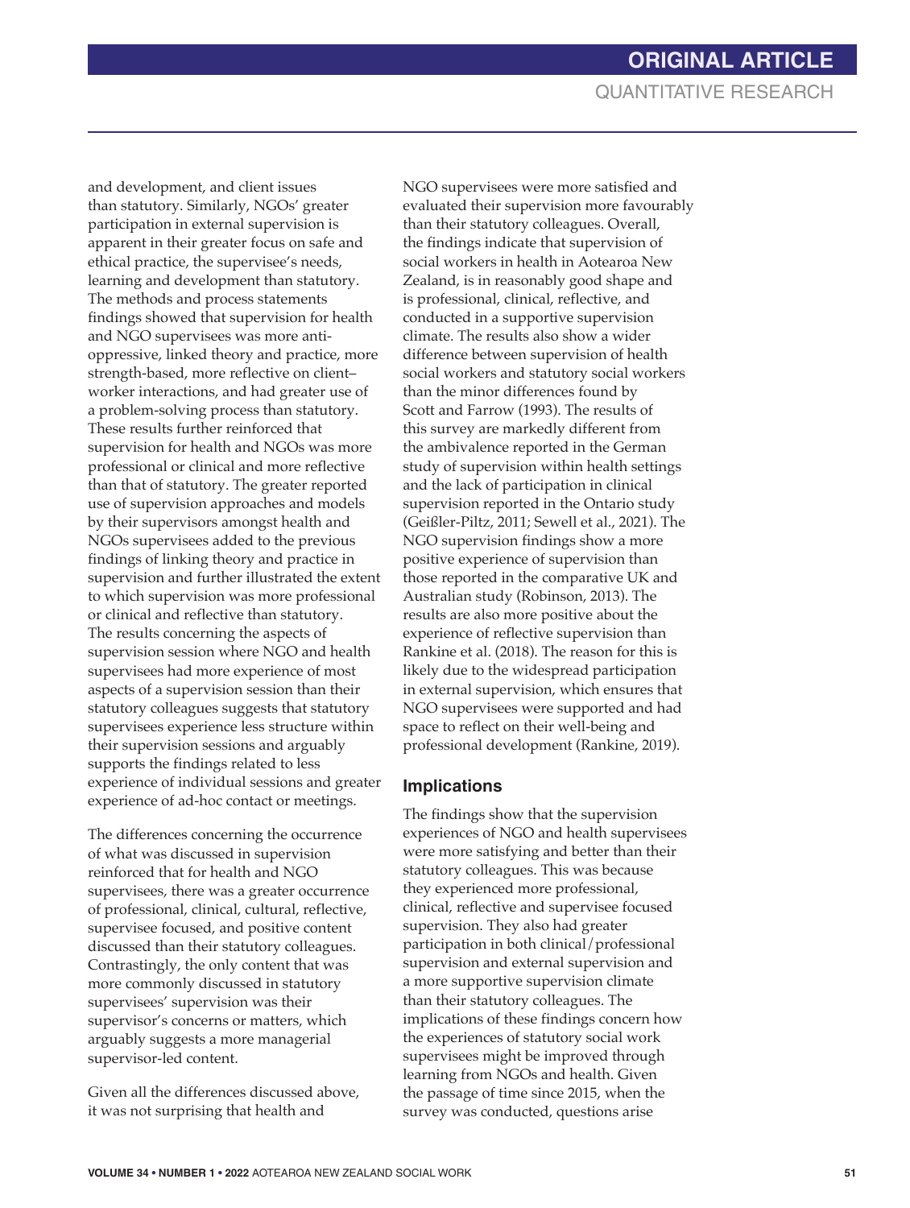and development, and client issues than statutory. Similarly, NGOs' greater participation in external supervision is apparent in their greater focus on safe and ethical practice, the supervisee's needs, learning and development than statutory. The methods and process statements findings showed that supervision for health and NGO supervisees was more anti-oppressive, linked theory and practice, more strength-based, more reflective on client–worker interactions, and had greater use of a problem-solving process than statutory. These results further reinforced that supervision for health and NGOs was more professional or clinical and more reflective than that of statutory. The greater reported use of supervision approaches and models by their supervisors amongst health and NGOs supervisees added to the previous findings of linking theory and practice in supervision and further illustrated the extent to which supervision was more professional or clinical and reflective than statutory. The results concerning the aspects of supervision session where NGO and health supervisees had more experience of most aspects of a supervision session than their statutory colleagues suggests that statutory supervisees experience less structure within their supervision sessions and arguably supports the findings related to less experience of individual sessions and greater experience of ad-hoc contact or meetings.

The differences concerning the occurrence of what was discussed in supervision reinforced that for health and NGO supervisees, there was a greater occurrence of professional, clinical, cultural, reflective, supervisee focused, and positive content discussed than their statutory colleagues. Contrastingly, the only content that was more commonly discussed in statutory supervisees' supervision was their supervisor's concerns or matters, which arguably suggests a more managerial supervisor-led content.

Given all the differences discussed above, it was not surprising that health and NGO supervisees were more satisfied and evaluated their supervision more favourably than their statutory colleagues. Overall, the findings indicate that supervision of social workers in health in Aotearoa New Zealand, is in reasonably good shape and is professional, clinical, reflective, and conducted in a supportive supervision climate. The results also show a wider difference between supervision of health social workers and statutory social workers than the minor differences found by Scott and Farrow (1993). The results of this survey are markedly different from the ambivalence reported in the German study of supervision within health settings and the lack of participation in clinical supervision reported in the Ontario study (Geißler-Piltz, 2011; Sewell et al., 2021). The NGO supervision findings show a more positive experience of supervision than those reported in the comparative UK and Australian study (Robinson, 2013). The results are also more positive about the experience of reflective supervision than Rankine et al. (2018). The reason for this is likely due to the widespread participation in external supervision, which ensures that NGO supervisees were supported and had space to reflect on their well-being and professional development (Rankine, 2019).

## Implications

The findings show that the supervision experiences of NGO and health supervisees were more satisfying and better than their statutory colleagues. This was because they experienced more professional, clinical, reflective and supervisee focused supervision. They also had greater participation in both clinical/professional supervision and external supervision and a more supportive supervision climate than their statutory colleagues. The implications of these findings concern how the experiences of statutory social work supervisees might be improved through learning from NGOs and health. Given the passage of time since 2015, when the survey was conducted, questions arise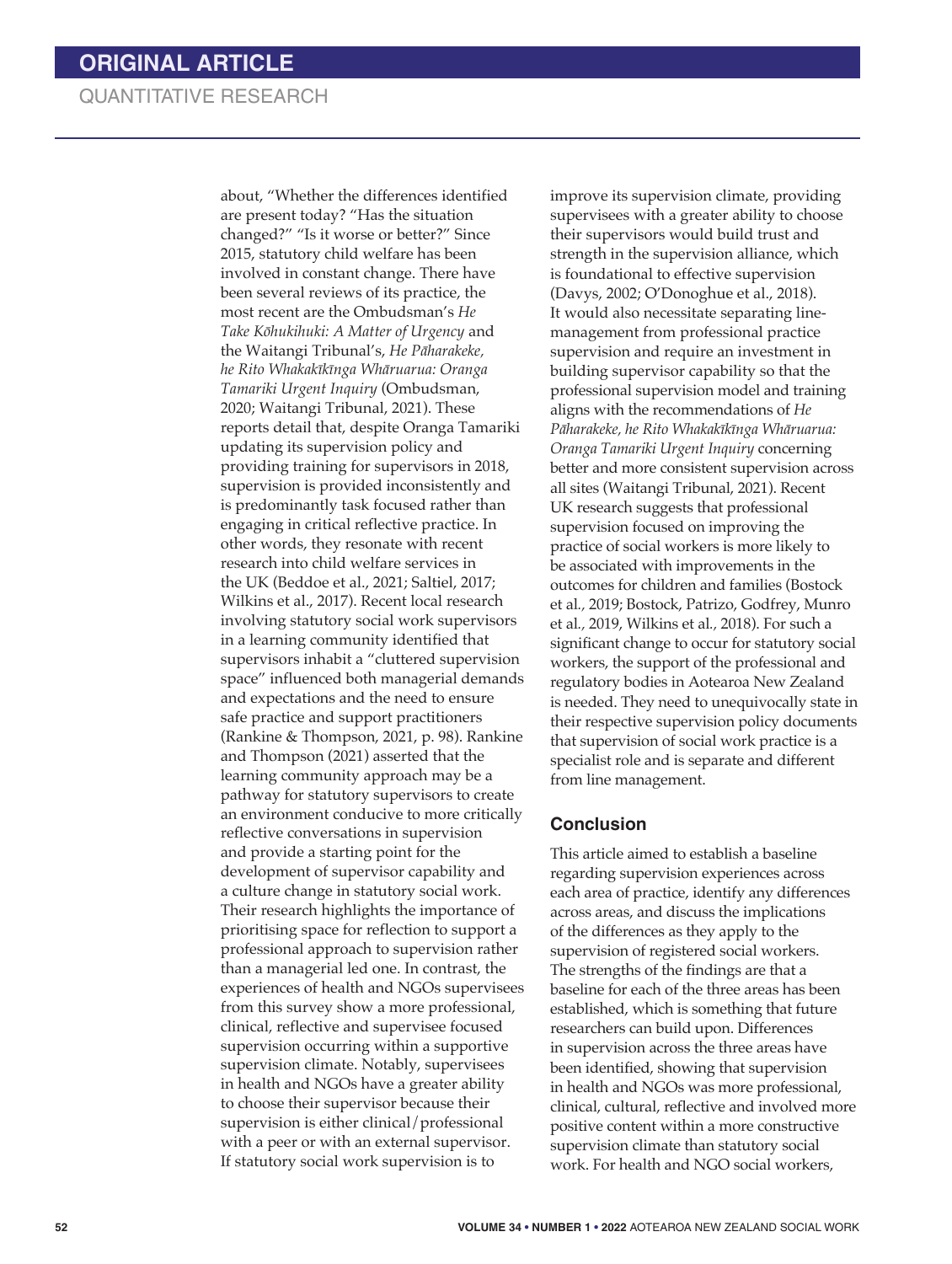about, "Whether the differences identified are present today? "Has the situation changed?" "Is it worse or better?" Since 2015, statutory child welfare has been involved in constant change. There have been several reviews of its practice, the most recent are the Ombudsman's *He Take Kōhukihuki: A Matter of Urgency* and the Waitangi Tribunal's, *He Pāharakeke, he Rito Whakakīkīnga Whāruarua: Oranga Tamariki Urgent Inquiry* (Ombudsman, 2020; Waitangi Tribunal, 2021). These reports detail that, despite Oranga Tamariki updating its supervision policy and providing training for supervisors in 2018, supervision is provided inconsistently and is predominantly task focused rather than engaging in critical reflective practice. In other words, they resonate with recent research into child welfare services in the UK (Beddoe et al., 2021; Saltiel, 2017; Wilkins et al., 2017). Recent local research involving statutory social work supervisors in a learning community identified that supervisors inhabit a "cluttered supervision space" influenced both managerial demands and expectations and the need to ensure safe practice and support practitioners (Rankine & Thompson, 2021, p. 98). Rankine and Thompson (2021) asserted that the learning community approach may be a pathway for statutory supervisors to create an environment conducive to more critically reflective conversations in supervision and provide a starting point for the development of supervisor capability and a culture change in statutory social work. Their research highlights the importance of prioritising space for reflection to support a professional approach to supervision rather than a managerial led one. In contrast, the experiences of health and NGOs supervisees from this survey show a more professional, clinical, reflective and supervisee focused supervision occurring within a supportive supervision climate. Notably, supervisees in health and NGOs have a greater ability to choose their supervisor because their supervision is either clinical/professional with a peer or with an external supervisor. If statutory social work supervision is to improve its supervision climate, providing supervisees with a greater ability to choose their supervisors would build trust and strength in the supervision alliance, which is foundational to effective supervision (Davys, 2002; O'Donoghue et al., 2018). It would also necessitate separating line-management from professional practice supervision and require an investment in building supervisor capability so that the professional supervision model and training aligns with the recommendations of *He Pāharakeke, he Rito Whakakīkīnga Whāruarua: Oranga Tamariki Urgent Inquiry* concerning better and more consistent supervision across all sites (Waitangi Tribunal, 2021). Recent UK research suggests that professional supervision focused on improving the practice of social workers is more likely to be associated with improvements in the outcomes for children and families (Bostock et al., 2019; Bostock, Patrizo, Godfrey, Munro et al., 2019, Wilkins et al., 2018). For such a significant change to occur for statutory social workers, the support of the professional and regulatory bodies in Aotearoa New Zealand is needed. They need to unequivocally state in their respective supervision policy documents that supervision of social work practice is a specialist role and is separate and different from line management.

## Conclusion

This article aimed to establish a baseline regarding supervision experiences across each area of practice, identify any differences across areas, and discuss the implications of the differences as they apply to the supervision of registered social workers. The strengths of the findings are that a baseline for each of the three areas has been established, which is something that future researchers can build upon. Differences in supervision across the three areas have been identified, showing that supervision in health and NGOs was more professional, clinical, cultural, reflective and involved more positive content within a more constructive supervision climate than statutory social work. For health and NGO social workers,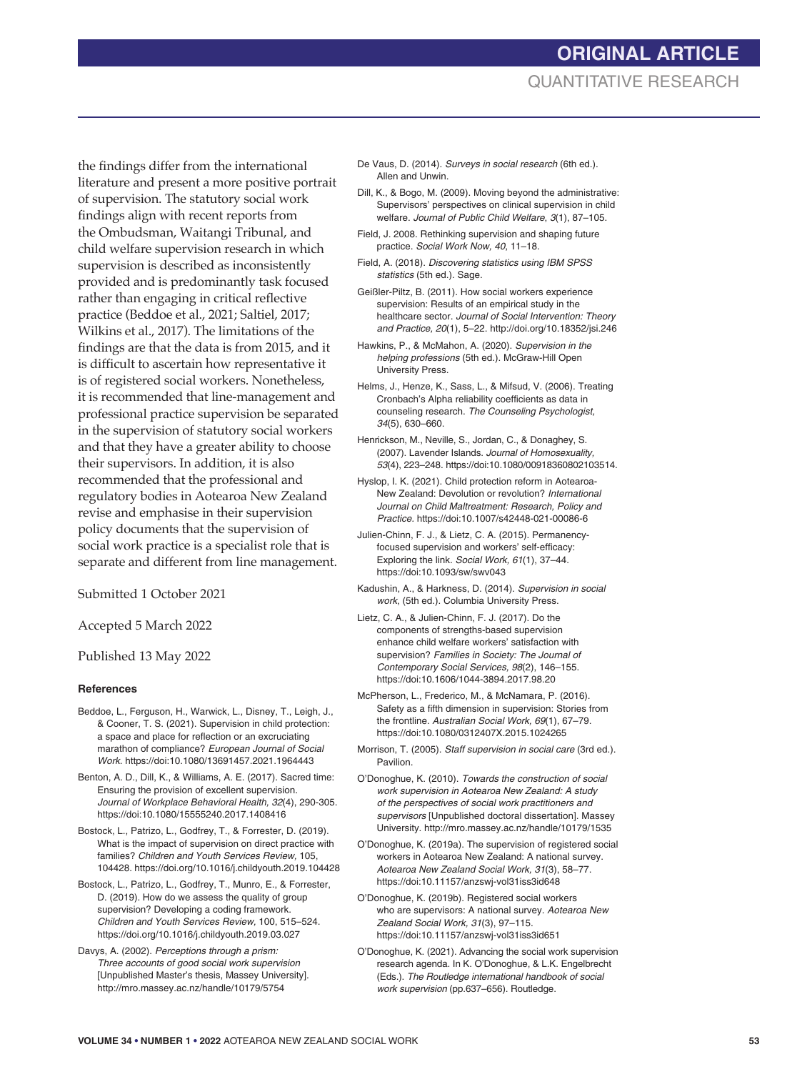the findings differ from the international literature and present a more positive portrait of supervision. The statutory social work findings align with recent reports from the Ombudsman, Waitangi Tribunal, and child welfare supervision research in which supervision is described as inconsistently provided and is predominantly task focused rather than engaging in critical reflective practice (Beddoe et al., 2021; Saltiel, 2017; Wilkins et al., 2017). The limitations of the findings are that the data is from 2015, and it is difficult to ascertain how representative it is of registered social workers. Nonetheless, it is recommended that line-management and professional practice supervision be separated in the supervision of statutory social workers and that they have a greater ability to choose their supervisors. In addition, it is also recommended that the professional and regulatory bodies in Aotearoa New Zealand revise and emphasise in their supervision policy documents that the supervision of social work practice is a specialist role that is separate and different from line management.

Submitted 1 October 2021

Accepted 5 March 2022

Published 13 May 2022

### References

Beddoe, L., Ferguson, H., Warwick, L., Disney, T., Leigh, J., & Cooner, T. S. (2021). Supervision in child protection: a space and place for reflection or an excruciating marathon of compliance? *European Journal of Social Work*. https://doi:10.1080/13691457.2021.1964443

Benton, A. D., Dill, K., & Williams, A. E. (2017). Sacred time: Ensuring the provision of excellent supervision. *Journal of Workplace Behavioral Health, 32*(4), 290-305. https://doi:10.1080/15555240.2017.1408416

Bostock, L., Patrizo, L., Godfrey, T., & Forrester, D. (2019). What is the impact of supervision on direct practice with families? *Children and Youth Services Review*, 105, 104428. https://doi.org/10.1016/j.childyouth.2019.104428

Bostock, L., Patrizo, L., Godfrey, T., Munro, E., & Forrester, D. (2019). How do we assess the quality of group supervision? Developing a coding framework. *Children and Youth Services Review*, 100, 515–524. https://doi.org/10.1016/j.childyouth.2019.03.027

Davys, A. (2002). *Perceptions through a prism: Three accounts of good social work supervision* [Unpublished Master's thesis, Massey University]. http://mro.massey.ac.nz/handle/10179/5754

De Vaus, D. (2014). *Surveys in social research* (6th ed.). Allen and Unwin.

Dill, K., & Bogo, M. (2009). Moving beyond the administrative: Supervisors' perspectives on clinical supervision in child welfare. *Journal of Public Child Welfare, 3*(1), 87–105.

Field, J. 2008. Rethinking supervision and shaping future practice. *Social Work Now, 40*, 11–18.

Field, A. (2018). *Discovering statistics using IBM SPSS statistics* (5th ed.). Sage.

Geißler-Piltz, B. (2011). How social workers experience supervision: Results of an empirical study in the healthcare sector. *Journal of Social Intervention: Theory and Practice, 20*(1), 5–22. http://doi.org/10.18352/jsi.246

Hawkins, P., & McMahon, A. (2020). *Supervision in the helping professions* (5th ed.). McGraw-Hill Open University Press.

Helms, J., Henze, K., Sass, L., & Mifsud, V. (2006). Treating Cronbach's Alpha reliability coefficients as data in counseling research. *The Counseling Psychologist, 34*(5), 630–660.

Henrickson, M., Neville, S., Jordan, C., & Donaghey, S. (2007). Lavender Islands. *Journal of Homosexuality, 53*(4), 223–248. https://doi:10.1080/00918360802103514.

Hyslop, I. K. (2021). Child protection reform in Aotearoa-New Zealand: Devolution or revolution? *International Journal on Child Maltreatment: Research, Policy and Practice*. https://doi:10.1007/s42448-021-00086-6

Julien-Chinn, F. J., & Lietz, C. A. (2015). Permanency-focused supervision and workers' self-efficacy: Exploring the link. *Social Work, 61*(1), 37–44. https://doi:10.1093/sw/swv043

Kadushin, A., & Harkness, D. (2014). *Supervision in social work*, (5th ed.). Columbia University Press.

Lietz, C. A., & Julien-Chinn, F. J. (2017). Do the components of strengths-based supervision enhance child welfare workers' satisfaction with supervision? *Families in Society: The Journal of Contemporary Social Services, 98*(2), 146–155. https://doi:10.1606/1044-3894.2017.98.20

McPherson, L., Frederico, M., & McNamara, P. (2016). Safety as a fifth dimension in supervision: Stories from the frontline. *Australian Social Work, 69*(1), 67–79. https://doi:10.1080/0312407X.2015.1024265

Morrison, T. (2005). *Staff supervision in social care* (3rd ed.). Pavilion.

O'Donoghue, K. (2010). *Towards the construction of social work supervision in Aotearoa New Zealand: A study of the perspectives of social work practitioners and supervisors* [Unpublished doctoral dissertation]. Massey University. http://mro.massey.ac.nz/handle/10179/1535

O'Donoghue, K. (2019a). The supervision of registered social workers in Aotearoa New Zealand: A national survey. *Aotearoa New Zealand Social Work, 31*(3), 58–77. https://doi:10.11157/anzswj-vol31iss3id648

O'Donoghue, K. (2019b). Registered social workers who are supervisors: A national survey. *Aotearoa New Zealand Social Work, 31*(3), 97–115. https://doi:10.11157/anzswj-vol31iss3id651

O'Donoghue, K. (2021). Advancing the social work supervision research agenda. In K. O'Donoghue, & L.K. Engelbrecht (Eds.). *The Routledge international handbook of social work supervision* (pp.637–656). Routledge.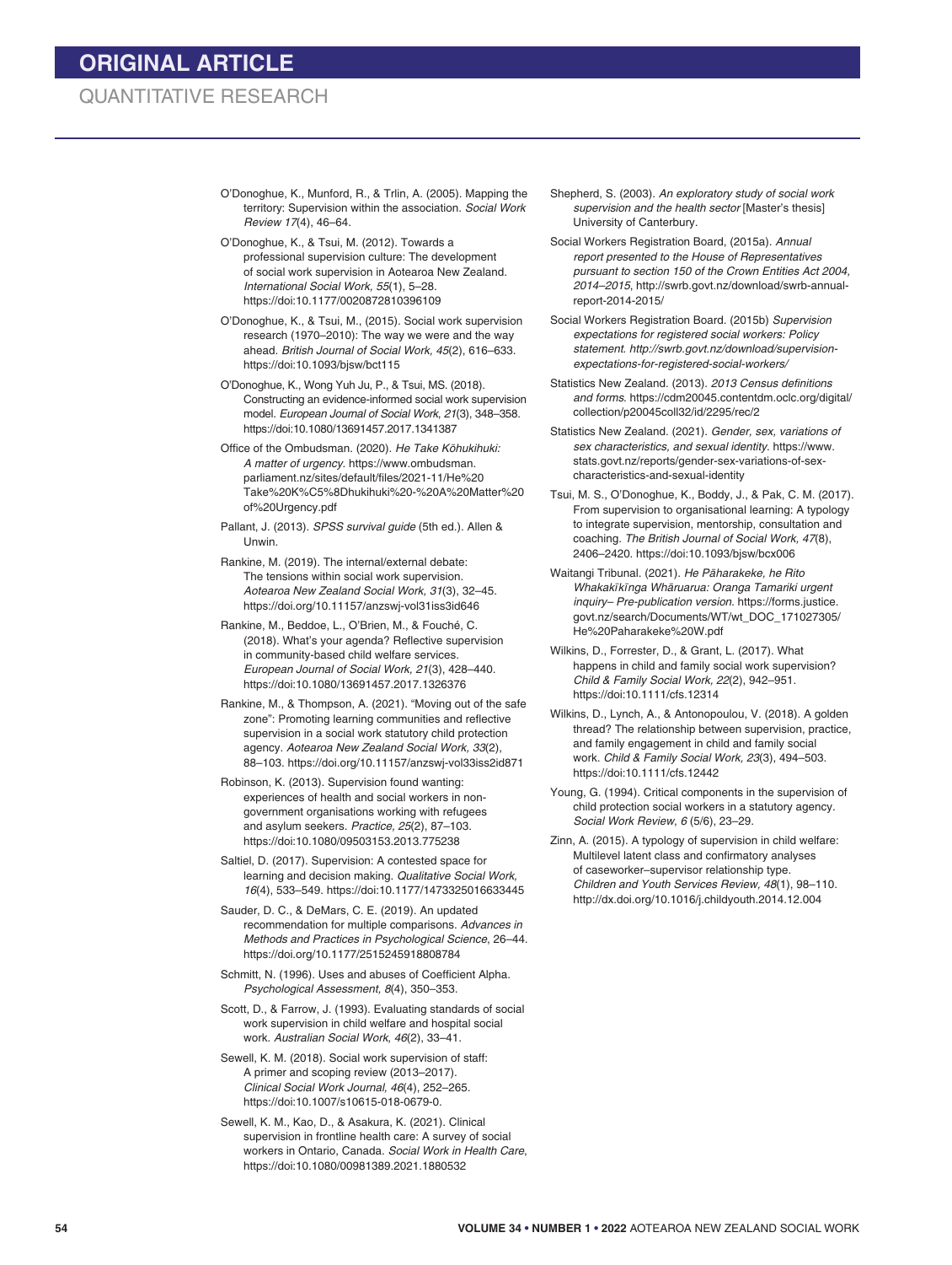O'Donoghue, K., Munford, R., & Trlin, A. (2005). Mapping the territory: Supervision within the association. *Social Work Review 17*(4), 46–64.

O'Donoghue, K., & Tsui, M. (2012). Towards a professional supervision culture: The development of social work supervision in Aotearoa New Zealand. *International Social Work, 55*(1), 5–28. https://doi:10.1177/0020872810396109

O'Donoghue, K., & Tsui, M., (2015). Social work supervision research (1970–2010): The way we were and the way ahead. *British Journal of Social Work, 45*(2), 616–633. https://doi:10.1093/bjsw/bct115

O'Donoghue, K., Wong Yuh Ju, P., & Tsui, MS. (2018). Constructing an evidence-informed social work supervision model. *European Journal of Social Work, 21*(3), 348–358. https://doi:10.1080/13691457.2017.1341387

Office of the Ombudsman. (2020). *He Take Kōhukihuki: A matter of urgency*. https://www.ombudsman.parliament.nz/sites/default/files/2021-11/He%20Take%20K%C5%8Dhukihuki%20-%20A%20Matter%20of%20Urgency.pdf

Pallant, J. (2013). *SPSS survival guide* (5th ed.). Allen & Unwin.

Rankine, M. (2019). The internal/external debate: The tensions within social work supervision. *Aotearoa New Zealand Social Work, 31*(3), 32–45. https://doi.org/10.11157/anzswj-vol31iss3id646

Rankine, M., Beddoe, L., O'Brien, M., & Fouché, C. (2018). What's your agenda? Reflective supervision in community-based child welfare services. *European Journal of Social Work, 21*(3), 428–440. https://doi:10.1080/13691457.2017.1326376

Rankine, M., & Thompson, A. (2021). "Moving out of the safe zone": Promoting learning communities and reflective supervision in a social work statutory child protection agency. *Aotearoa New Zealand Social Work, 33*(2), 88–103. https://doi.org/10.11157/anzswj-vol33iss2id871

Robinson, K. (2013). Supervision found wanting: experiences of health and social workers in non-government organisations working with refugees and asylum seekers. *Practice, 25*(2), 87–103. https://doi:10.1080/09503153.2013.775238

Saltiel, D. (2017). Supervision: A contested space for learning and decision making. *Qualitative Social Work, 16*(4), 533–549. https://doi:10.1177/1473325016633445

Sauder, D. C., & DeMars, C. E. (2019). An updated recommendation for multiple comparisons. *Advances in Methods and Practices in Psychological Science*, 26–44. https://doi.org/10.1177/2515245918808784

Schmitt, N. (1996). Uses and abuses of Coefficient Alpha. *Psychological Assessment, 8*(4), 350–353.

Scott, D., & Farrow, J. (1993). Evaluating standards of social work supervision in child welfare and hospital social work. *Australian Social Work, 46*(2), 33–41.

Sewell, K. M. (2018). Social work supervision of staff: A primer and scoping review (2013–2017). *Clinical Social Work Journal, 46*(4), 252–265. https://doi:10.1007/s10615-018-0679-0.

Sewell, K. M., Kao, D., & Asakura, K. (2021). Clinical supervision in frontline health care: A survey of social workers in Ontario, Canada. *Social Work in Health Care*, https://doi:10.1080/00981389.2021.1880532

Shepherd, S. (2003). *An exploratory study of social work supervision and the health sector* [Master's thesis] University of Canterbury.

Social Workers Registration Board, (2015a). *Annual report presented to the House of Representatives pursuant to section 150 of the Crown Entities Act 2004, 2014–2015*, http://swrb.govt.nz/download/swrb-annual-report-2014-2015/

Social Workers Registration Board. (2015b) *Supervision expectations for registered social workers: Policy statement. http://swrb.govt.nz/download/supervision-expectations-for-registered-social-workers/*

Statistics New Zealand. (2013). *2013 Census definitions and forms*. https://cdm20045.contentdm.oclc.org/digital/collection/p20045coll32/id/2295/rec/2

Statistics New Zealand. (2021). *Gender, sex, variations of sex characteristics, and sexual identity*. https://www.stats.govt.nz/reports/gender-sex-variations-of-sex-characteristics-and-sexual-identity

Tsui, M. S., O'Donoghue, K., Boddy, J., & Pak, C. M. (2017). From supervision to organisational learning: A typology to integrate supervision, mentorship, consultation and coaching. *The British Journal of Social Work, 47*(8), 2406–2420. https://doi:10.1093/bjsw/bcx006

Waitangi Tribunal. (2021). *He Pāharakeke, he Rito Whakakīkīnga Whāruarua: Oranga Tamariki urgent inquiry– Pre-publication version*. https://forms.justice.govt.nz/search/Documents/WT/wt_DOC_171027305/He%20Paharakeke%20W.pdf

Wilkins, D., Forrester, D., & Grant, L. (2017). What happens in child and family social work supervision? *Child & Family Social Work, 22*(2), 942–951. https://doi:10.1111/cfs.12314

Wilkins, D., Lynch, A., & Antonopoulou, V. (2018). A golden thread? The relationship between supervision, practice, and family engagement in child and family social work. *Child & Family Social Work, 23*(3), 494–503. https://doi:10.1111/cfs.12442

Young, G. (1994). Critical components in the supervision of child protection social workers in a statutory agency. *Social Work Review, 6* (5/6), 23–29.

Zinn, A. (2015). A typology of supervision in child welfare: Multilevel latent class and confirmatory analyses of caseworker–supervisor relationship type. *Children and Youth Services Review, 48*(1), 98–110. http://dx.doi.org/10.1016/j.childyouth.2014.12.004